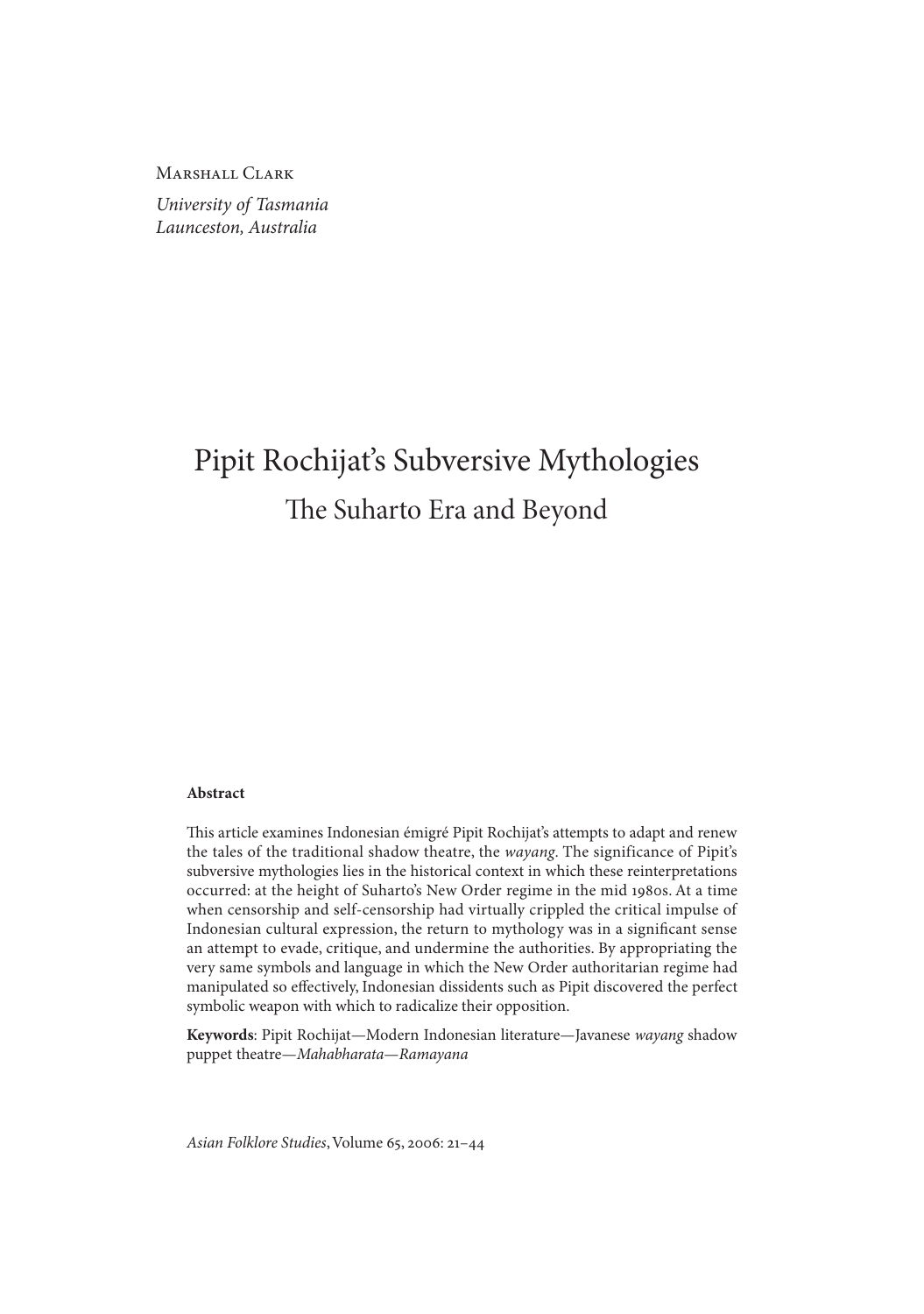Marshall Clark

*University of Tasmania*
*Launceston, Australia*

# Pipit Rochijat's Subversive Mythologies

## The Suharto Era and Beyond

**Abstract**

This article examines Indonesian émigré Pipit Rochijat's attempts to adapt and renew the tales of the traditional shadow theatre, the *wayang*. The significance of Pipit's subversive mythologies lies in the historical context in which these reinterpretations occurred: at the height of Suharto's New Order regime in the mid 1980s. At a time when censorship and self-censorship had virtually crippled the critical impulse of Indonesian cultural expression, the return to mythology was in a significant sense an attempt to evade, critique, and undermine the authorities. By appropriating the very same symbols and language in which the New Order authoritarian regime had manipulated so effectively, Indonesian dissidents such as Pipit discovered the perfect symbolic weapon with which to radicalize their opposition.

**Keywords**: Pipit Rochijat—Modern Indonesian literature—Javanese *wayang* shadow puppet theatre—*Mahabharata*—*Ramayana*

*Asian Folklore Studies*, Volume 65, 2006: 21–44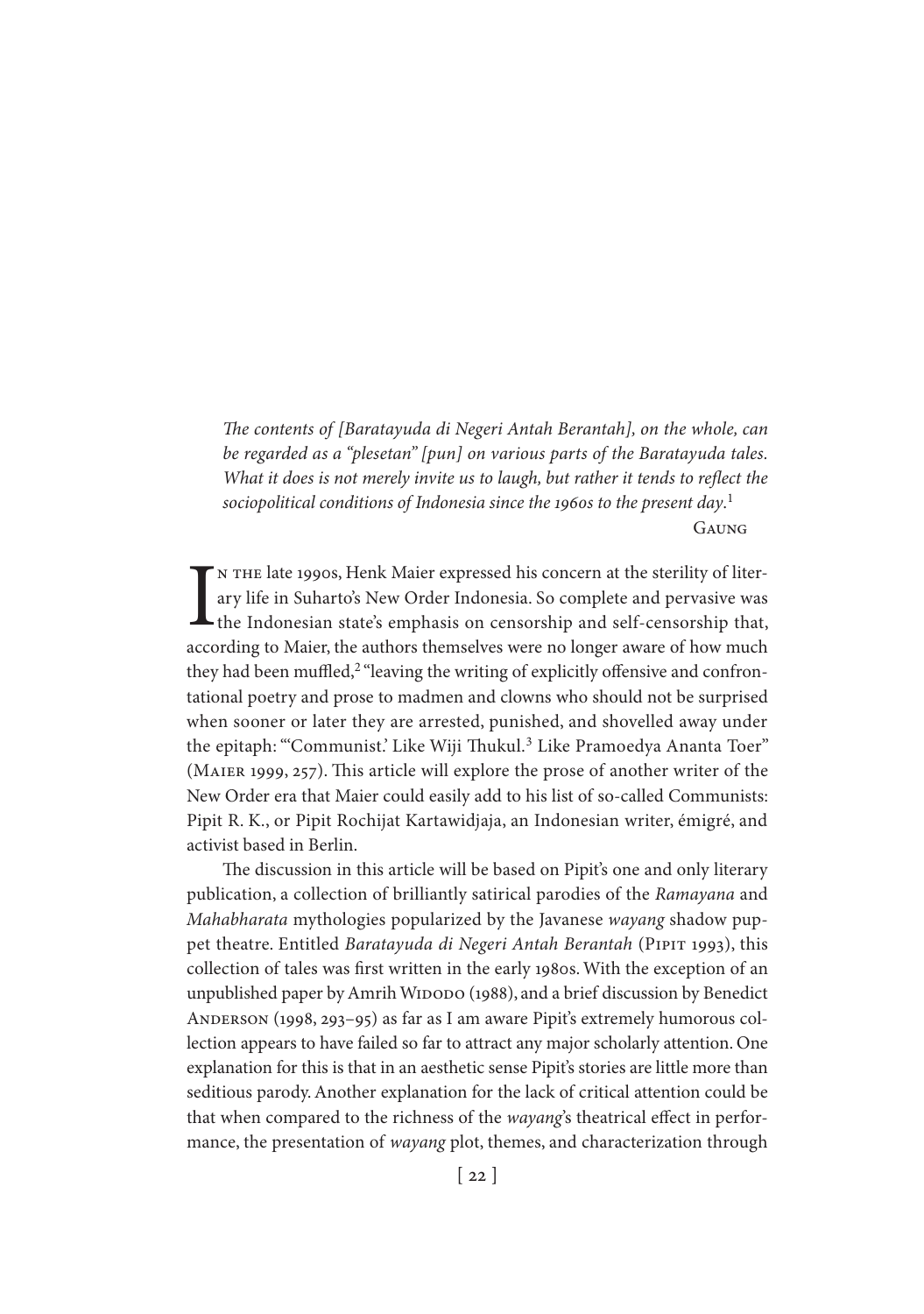*The contents of [Baratayuda di Negeri Antah Berantah], on the whole, can be regarded as a "plesetan" [pun] on various parts of the Baratayuda tales. What it does is not merely invite us to laugh, but rather it tends to reflect the sociopolitical conditions of Indonesia since the 1960s to the present day.*[1]

Gaung

In the late 1990s, Henk Maier expressed his concern at the sterility of literary life in Suharto's New Order Indonesia. So complete and pervasive was the Indonesian state's emphasis on censorship and self-censorship that, according to Maier, the authors themselves were no longer aware of how much they had been muffled,[2] "leaving the writing of explicitly offensive and confrontational poetry and prose to madmen and clowns who should not be surprised when sooner or later they are arrested, punished, and shovelled away under the epitaph: "'Communist.' Like Wiji Thukul.[3] Like Pramoedya Ananta Toer" (Maier 1999, 257). This article will explore the prose of another writer of the New Order era that Maier could easily add to his list of so-called Communists: Pipit R. K., or Pipit Rochijat Kartawidjaja, an Indonesian writer, émigré, and activist based in Berlin.

The discussion in this article will be based on Pipit's one and only literary publication, a collection of brilliantly satirical parodies of the *Ramayana* and *Mahabharata* mythologies popularized by the Javanese *wayang* shadow puppet theatre. Entitled *Baratayuda di Negeri Antah Berantah* (Pipit 1993), this collection of tales was first written in the early 1980s. With the exception of an unpublished paper by Amrih Widodo (1988), and a brief discussion by Benedict Anderson (1998, 293–95) as far as I am aware Pipit's extremely humorous collection appears to have failed so far to attract any major scholarly attention. One explanation for this is that in an aesthetic sense Pipit's stories are little more than seditious parody. Another explanation for the lack of critical attention could be that when compared to the richness of the *wayang*'s theatrical effect in performance, the presentation of *wayang* plot, themes, and characterization through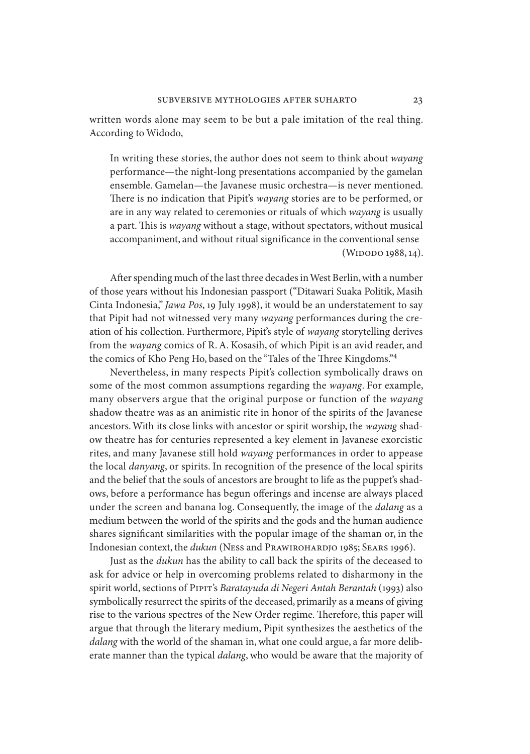written words alone may seem to be but a pale imitation of the real thing. According to Widodo,

> In writing these stories, the author does not seem to think about *wayang* performance—the night-long presentations accompanied by the gamelan ensemble. Gamelan—the Javanese music orchestra—is never mentioned. There is no indication that Pipit's *wayang* stories are to be performed, or are in any way related to ceremonies or rituals of which *wayang* is usually a part. This is *wayang* without a stage, without spectators, without musical accompaniment, and without ritual significance in the conventional sense (Widodo 1988, 14).

After spending much of the last three decades in West Berlin, with a number of those years without his Indonesian passport ("Ditawari Suaka Politik, Masih Cinta Indonesia," *Jawa Pos*, 19 July 1998), it would be an understatement to say that Pipit had not witnessed very many *wayang* performances during the creation of his collection. Furthermore, Pipit's style of *wayang* storytelling derives from the *wayang* comics of R. A. Kosasih, of which Pipit is an avid reader, and the comics of Kho Peng Ho, based on the "Tales of the Three Kingdoms."[4]

Nevertheless, in many respects Pipit's collection symbolically draws on some of the most common assumptions regarding the *wayang*. For example, many observers argue that the original purpose or function of the *wayang* shadow theatre was as an animistic rite in honor of the spirits of the Javanese ancestors. With its close links with ancestor or spirit worship, the *wayang* shadow theatre has for centuries represented a key element in Javanese exorcistic rites, and many Javanese still hold *wayang* performances in order to appease the local *danyang*, or spirits. In recognition of the presence of the local spirits and the belief that the souls of ancestors are brought to life as the puppet's shadows, before a performance has begun offerings and incense are always placed under the screen and banana log. Consequently, the image of the *dalang* as a medium between the world of the spirits and the gods and the human audience shares significant similarities with the popular image of the shaman or, in the Indonesian context, the *dukun* (Ness and Prawirohardjo 1985; Sears 1996).

Just as the *dukun* has the ability to call back the spirits of the deceased to ask for advice or help in overcoming problems related to disharmony in the spirit world, sections of Pipit's *Baratayuda di Negeri Antah Berantah* (1993) also symbolically resurrect the spirits of the deceased, primarily as a means of giving rise to the various spectres of the New Order regime. Therefore, this paper will argue that through the literary medium, Pipit synthesizes the aesthetics of the *dalang* with the world of the shaman in, what one could argue, a far more deliberate manner than the typical *dalang*, who would be aware that the majority of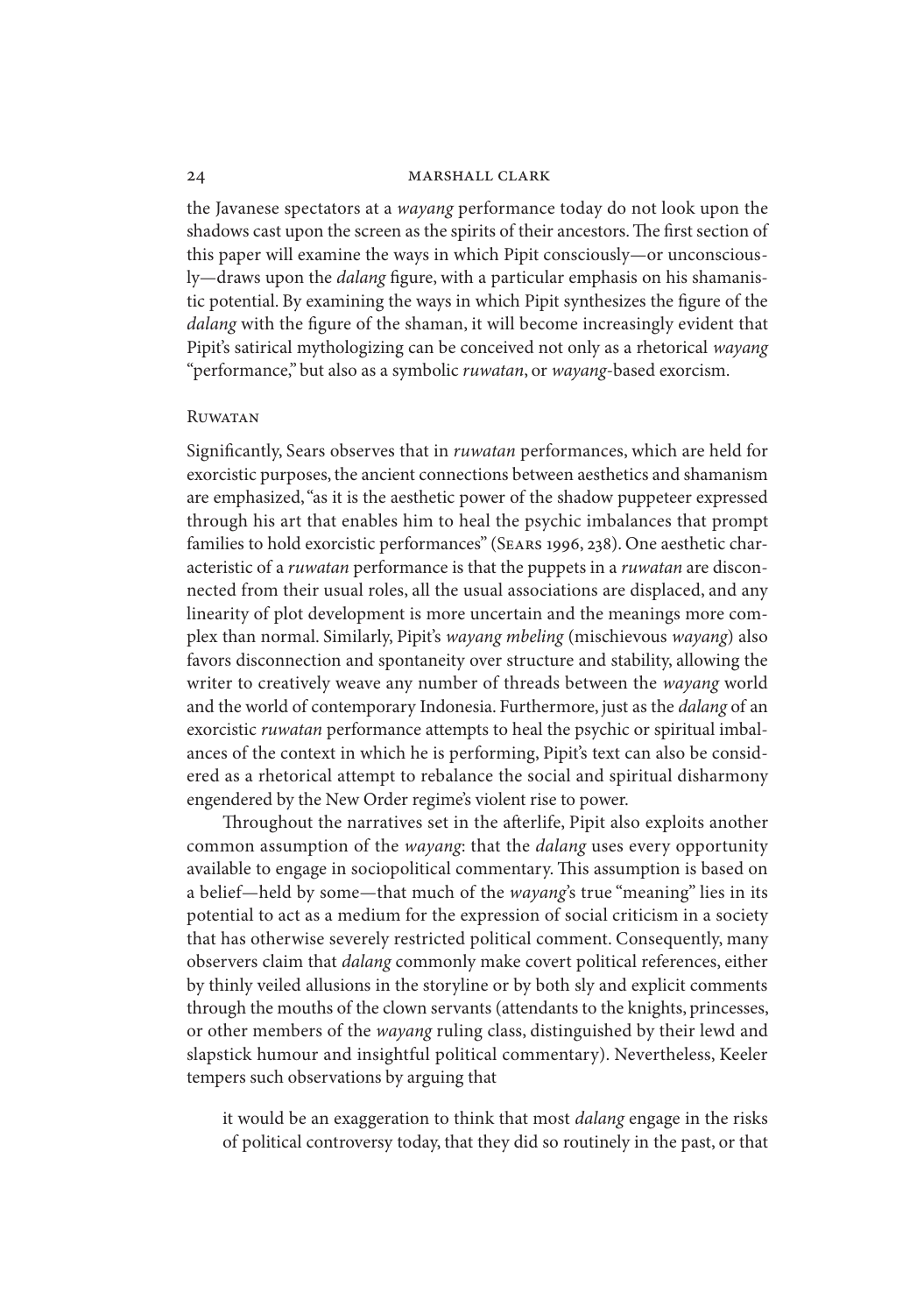the Javanese spectators at a *wayang* performance today do not look upon the shadows cast upon the screen as the spirits of their ancestors. The first section of this paper will examine the ways in which Pipit consciously—or unconsciously—draws upon the *dalang* figure, with a particular emphasis on his shamanistic potential. By examining the ways in which Pipit synthesizes the figure of the *dalang* with the figure of the shaman, it will become increasingly evident that Pipit's satirical mythologizing can be conceived not only as a rhetorical *wayang* "performance," but also as a symbolic *ruwatan*, or *wayang*-based exorcism.

## Ruwatan

Significantly, Sears observes that in *ruwatan* performances, which are held for exorcistic purposes, the ancient connections between aesthetics and shamanism are emphasized, "as it is the aesthetic power of the shadow puppeteer expressed through his art that enables him to heal the psychic imbalances that prompt families to hold exorcistic performances" (Sears 1996, 238). One aesthetic characteristic of a *ruwatan* performance is that the puppets in a *ruwatan* are disconnected from their usual roles, all the usual associations are displaced, and any linearity of plot development is more uncertain and the meanings more complex than normal. Similarly, Pipit's *wayang mbeling* (mischievous *wayang*) also favors disconnection and spontaneity over structure and stability, allowing the writer to creatively weave any number of threads between the *wayang* world and the world of contemporary Indonesia. Furthermore, just as the *dalang* of an exorcistic *ruwatan* performance attempts to heal the psychic or spiritual imbalances of the context in which he is performing, Pipit's text can also be considered as a rhetorical attempt to rebalance the social and spiritual disharmony engendered by the New Order regime's violent rise to power.

Throughout the narratives set in the afterlife, Pipit also exploits another common assumption of the *wayang*: that the *dalang* uses every opportunity available to engage in sociopolitical commentary. This assumption is based on a belief—held by some—that much of the *wayang*'s true "meaning" lies in its potential to act as a medium for the expression of social criticism in a society that has otherwise severely restricted political comment. Consequently, many observers claim that *dalang* commonly make covert political references, either by thinly veiled allusions in the storyline or by both sly and explicit comments through the mouths of the clown servants (attendants to the knights, princesses, or other members of the *wayang* ruling class, distinguished by their lewd and slapstick humour and insightful political commentary). Nevertheless, Keeler tempers such observations by arguing that

> it would be an exaggeration to think that most *dalang* engage in the risks of political controversy today, that they did so routinely in the past, or that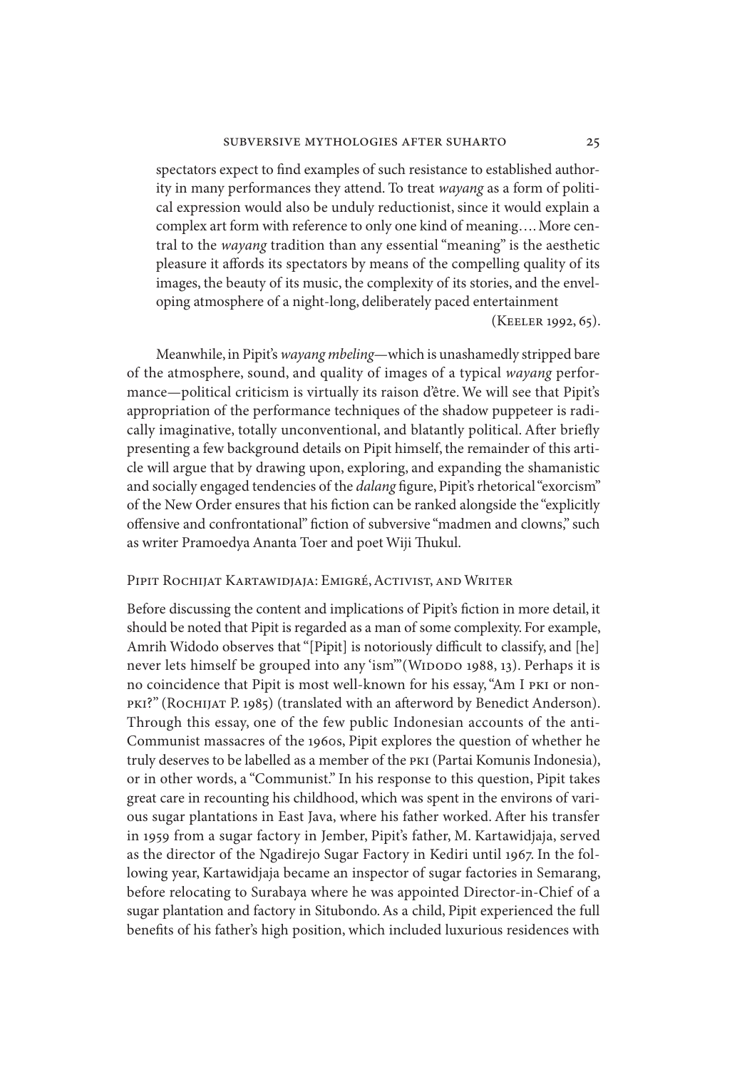spectators expect to find examples of such resistance to established authority in many performances they attend. To treat *wayang* as a form of political expression would also be unduly reductionist, since it would explain a complex art form with reference to only one kind of meaning…. More central to the *wayang* tradition than any essential "meaning" is the aesthetic pleasure it affords its spectators by means of the compelling quality of its images, the beauty of its music, the complexity of its stories, and the enveloping atmosphere of a night-long, deliberately paced entertainment (Keeler 1992, 65).

Meanwhile, in Pipit's *wayang mbeling*—which is unashamedly stripped bare of the atmosphere, sound, and quality of images of a typical *wayang* performance—political criticism is virtually its raison d'être. We will see that Pipit's appropriation of the performance techniques of the shadow puppeteer is radically imaginative, totally unconventional, and blatantly political. After briefly presenting a few background details on Pipit himself, the remainder of this article will argue that by drawing upon, exploring, and expanding the shamanistic and socially engaged tendencies of the *dalang* figure, Pipit's rhetorical "exorcism" of the New Order ensures that his fiction can be ranked alongside the "explicitly offensive and confrontational" fiction of subversive "madmen and clowns," such as writer Pramoedya Ananta Toer and poet Wiji Thukul.

## Pipit Rochijat Kartawidjaja: Emigré, Activist, and Writer

Before discussing the content and implications of Pipit's fiction in more detail, it should be noted that Pipit is regarded as a man of some complexity. For example, Amrih Widodo observes that "[Pipit] is notoriously difficult to classify, and [he] never lets himself be grouped into any 'ism'" (Widodo 1988, 13). Perhaps it is no coincidence that Pipit is most well-known for his essay, "Am I PKI or non-PKI?" (Rochijat P. 1985) (translated with an afterword by Benedict Anderson). Through this essay, one of the few public Indonesian accounts of the anti-Communist massacres of the 1960s, Pipit explores the question of whether he truly deserves to be labelled as a member of the PKI (Partai Komunis Indonesia), or in other words, a "Communist." In his response to this question, Pipit takes great care in recounting his childhood, which was spent in the environs of various sugar plantations in East Java, where his father worked. After his transfer in 1959 from a sugar factory in Jember, Pipit's father, M. Kartawidjaja, served as the director of the Ngadirejo Sugar Factory in Kediri until 1967. In the following year, Kartawidjaja became an inspector of sugar factories in Semarang, before relocating to Surabaya where he was appointed Director-in-Chief of a sugar plantation and factory in Situbondo. As a child, Pipit experienced the full benefits of his father's high position, which included luxurious residences with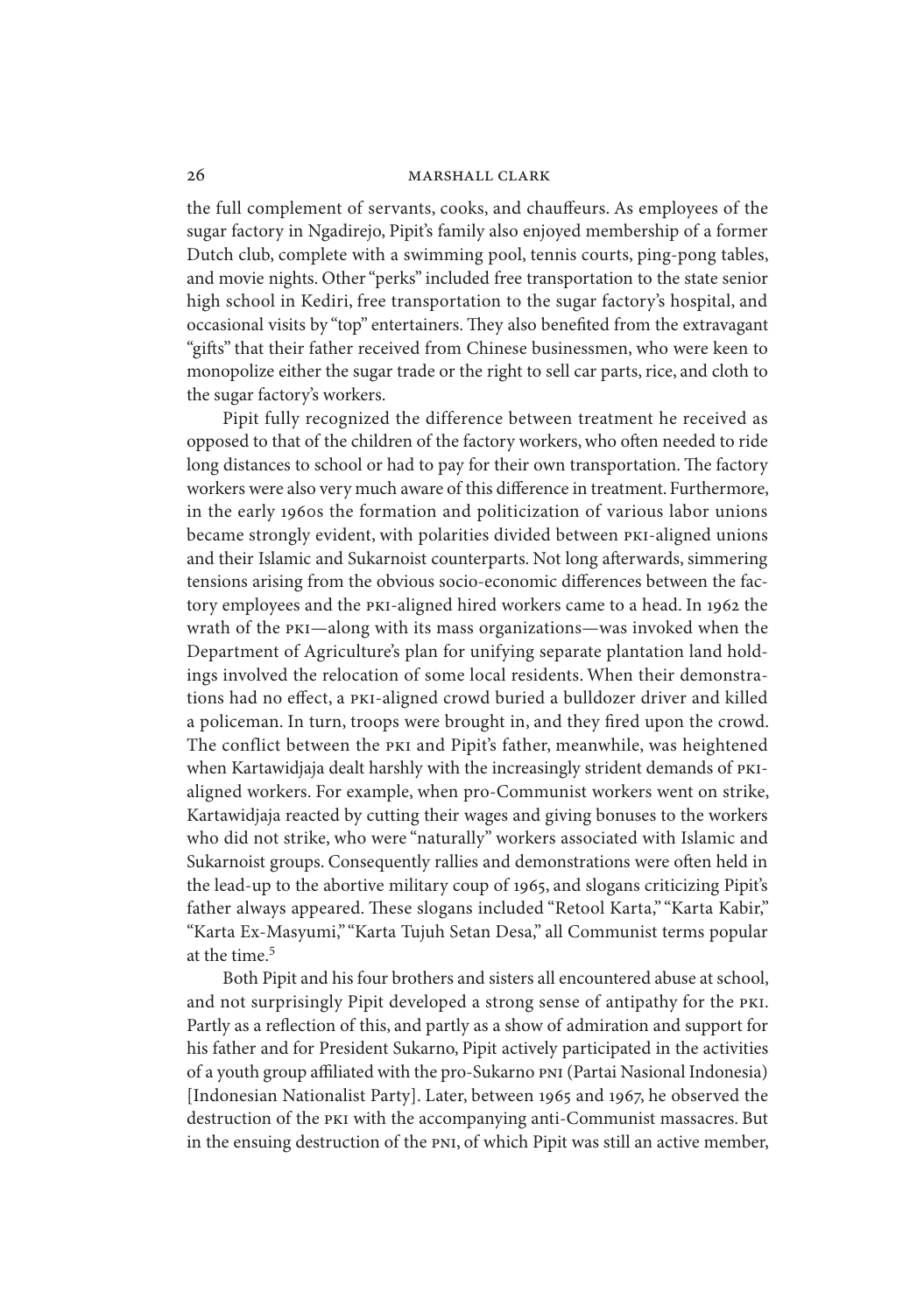the full complement of servants, cooks, and chauffeurs. As employees of the sugar factory in Ngadirejo, Pipit's family also enjoyed membership of a former Dutch club, complete with a swimming pool, tennis courts, ping-pong tables, and movie nights. Other "perks" included free transportation to the state senior high school in Kediri, free transportation to the sugar factory's hospital, and occasional visits by "top" entertainers. They also benefited from the extravagant "gifts" that their father received from Chinese businessmen, who were keen to monopolize either the sugar trade or the right to sell car parts, rice, and cloth to the sugar factory's workers.

Pipit fully recognized the difference between treatment he received as opposed to that of the children of the factory workers, who often needed to ride long distances to school or had to pay for their own transportation. The factory workers were also very much aware of this difference in treatment. Furthermore, in the early 1960s the formation and politicization of various labor unions became strongly evident, with polarities divided between PKI-aligned unions and their Islamic and Sukarnoist counterparts. Not long afterwards, simmering tensions arising from the obvious socio-economic differences between the factory employees and the PKI-aligned hired workers came to a head. In 1962 the wrath of the PKI—along with its mass organizations—was invoked when the Department of Agriculture's plan for unifying separate plantation land holdings involved the relocation of some local residents. When their demonstrations had no effect, a PKI-aligned crowd buried a bulldozer driver and killed a policeman. In turn, troops were brought in, and they fired upon the crowd. The conflict between the PKI and Pipit's father, meanwhile, was heightened when Kartawidjaja dealt harshly with the increasingly strident demands of PKI-aligned workers. For example, when pro-Communist workers went on strike, Kartawidjaja reacted by cutting their wages and giving bonuses to the workers who did not strike, who were "naturally" workers associated with Islamic and Sukarnoist groups. Consequently rallies and demonstrations were often held in the lead-up to the abortive military coup of 1965, and slogans criticizing Pipit's father always appeared. These slogans included "Retool Karta," "Karta Kabir," "Karta Ex-Masyumi," "Karta Tujuh Setan Desa," all Communist terms popular at the time.[5]

Both Pipit and his four brothers and sisters all encountered abuse at school, and not surprisingly Pipit developed a strong sense of antipathy for the PKI. Partly as a reflection of this, and partly as a show of admiration and support for his father and for President Sukarno, Pipit actively participated in the activities of a youth group affiliated with the pro-Sukarno PNI (Partai Nasional Indonesia) [Indonesian Nationalist Party]. Later, between 1965 and 1967, he observed the destruction of the PKI with the accompanying anti-Communist massacres. But in the ensuing destruction of the PNI, of which Pipit was still an active member,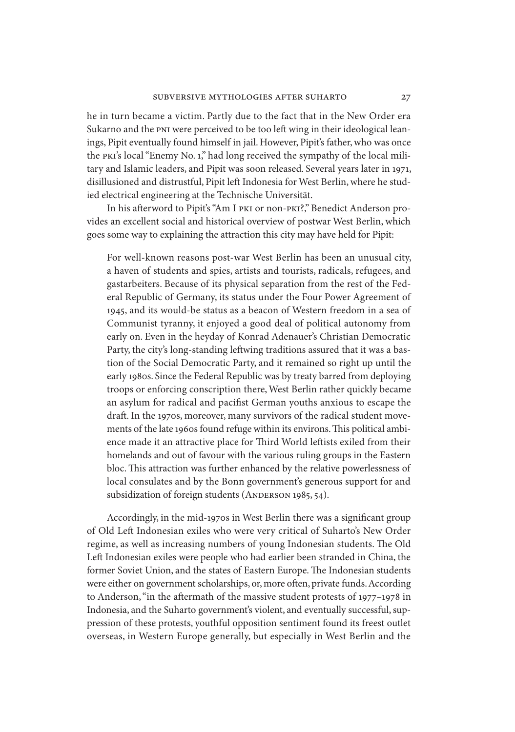he in turn became a victim. Partly due to the fact that in the New Order era Sukarno and the PNI were perceived to be too left wing in their ideological leanings, Pipit eventually found himself in jail. However, Pipit's father, who was once the PKI's local "Enemy No. 1," had long received the sympathy of the local military and Islamic leaders, and Pipit was soon released. Several years later in 1971, disillusioned and distrustful, Pipit left Indonesia for West Berlin, where he studied electrical engineering at the Technische Universität.

In his afterword to Pipit's "Am I PKI or non-PKI?," Benedict Anderson provides an excellent social and historical overview of postwar West Berlin, which goes some way to explaining the attraction this city may have held for Pipit:

> For well-known reasons post-war West Berlin has been an unusual city, a haven of students and spies, artists and tourists, radicals, refugees, and gastarbeiters. Because of its physical separation from the rest of the Federal Republic of Germany, its status under the Four Power Agreement of 1945, and its would-be status as a beacon of Western freedom in a sea of Communist tyranny, it enjoyed a good deal of political autonomy from early on. Even in the heyday of Konrad Adenauer's Christian Democratic Party, the city's long-standing leftwing traditions assured that it was a bastion of the Social Democratic Party, and it remained so right up until the early 1980s. Since the Federal Republic was by treaty barred from deploying troops or enforcing conscription there, West Berlin rather quickly became an asylum for radical and pacifist German youths anxious to escape the draft. In the 1970s, moreover, many survivors of the radical student movements of the late 1960s found refuge within its environs. This political ambience made it an attractive place for Third World leftists exiled from their homelands and out of favour with the various ruling groups in the Eastern bloc. This attraction was further enhanced by the relative powerlessness of local consulates and by the Bonn government's generous support for and subsidization of foreign students (Anderson 1985, 54).

Accordingly, in the mid-1970s in West Berlin there was a significant group of Old Left Indonesian exiles who were very critical of Suharto's New Order regime, as well as increasing numbers of young Indonesian students. The Old Left Indonesian exiles were people who had earlier been stranded in China, the former Soviet Union, and the states of Eastern Europe. The Indonesian students were either on government scholarships, or, more often, private funds. According to Anderson, "in the aftermath of the massive student protests of 1977–1978 in Indonesia, and the Suharto government's violent, and eventually successful, suppression of these protests, youthful opposition sentiment found its freest outlet overseas, in Western Europe generally, but especially in West Berlin and the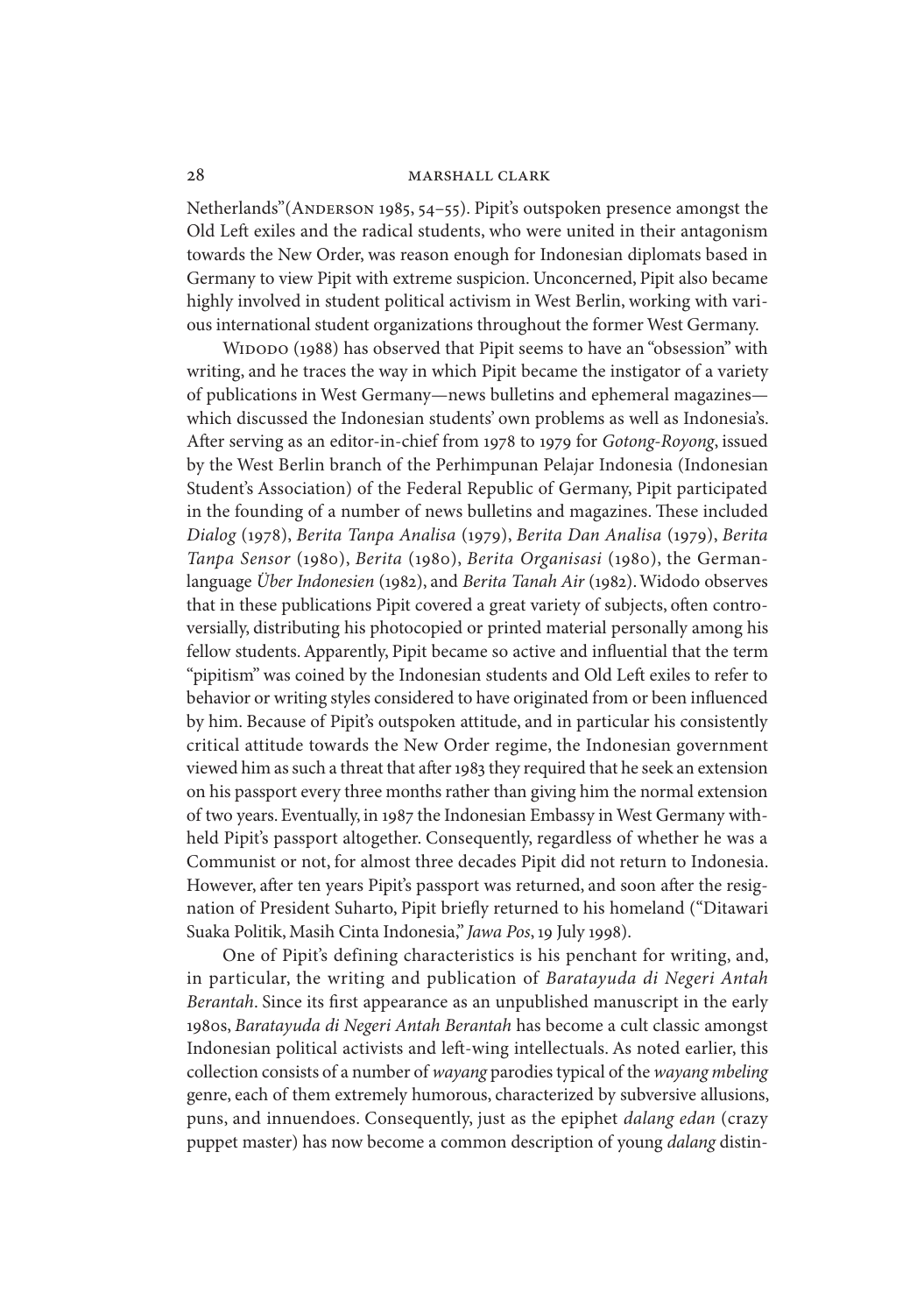Netherlands"(Anderson 1985, 54–55). Pipit's outspoken presence amongst the Old Left exiles and the radical students, who were united in their antagonism towards the New Order, was reason enough for Indonesian diplomats based in Germany to view Pipit with extreme suspicion. Unconcerned, Pipit also became highly involved in student political activism in West Berlin, working with various international student organizations throughout the former West Germany.

Widodo (1988) has observed that Pipit seems to have an "obsession" with writing, and he traces the way in which Pipit became the instigator of a variety of publications in West Germany—news bulletins and ephemeral magazines—which discussed the Indonesian students' own problems as well as Indonesia's. After serving as an editor-in-chief from 1978 to 1979 for *Gotong-Royong*, issued by the West Berlin branch of the Perhimpunan Pelajar Indonesia (Indonesian Student's Association) of the Federal Republic of Germany, Pipit participated in the founding of a number of news bulletins and magazines. These included *Dialog* (1978), *Berita Tanpa Analisa* (1979), *Berita Dan Analisa* (1979), *Berita Tanpa Sensor* (1980), *Berita* (1980), *Berita Organisasi* (1980), the German-language *Über Indonesien* (1982), and *Berita Tanah Air* (1982). Widodo observes that in these publications Pipit covered a great variety of subjects, often controversially, distributing his photocopied or printed material personally among his fellow students. Apparently, Pipit became so active and influential that the term "pipitism" was coined by the Indonesian students and Old Left exiles to refer to behavior or writing styles considered to have originated from or been influenced by him. Because of Pipit's outspoken attitude, and in particular his consistently critical attitude towards the New Order regime, the Indonesian government viewed him as such a threat that after 1983 they required that he seek an extension on his passport every three months rather than giving him the normal extension of two years. Eventually, in 1987 the Indonesian Embassy in West Germany withheld Pipit's passport altogether. Consequently, regardless of whether he was a Communist or not, for almost three decades Pipit did not return to Indonesia. However, after ten years Pipit's passport was returned, and soon after the resignation of President Suharto, Pipit briefly returned to his homeland ("Ditawari Suaka Politik, Masih Cinta Indonesia," *Jawa Pos*, 19 July 1998).

One of Pipit's defining characteristics is his penchant for writing, and, in particular, the writing and publication of *Baratayuda di Negeri Antah Berantah*. Since its first appearance as an unpublished manuscript in the early 1980s, *Baratayuda di Negeri Antah Berantah* has become a cult classic amongst Indonesian political activists and left-wing intellectuals. As noted earlier, this collection consists of a number of *wayang* parodies typical of the *wayang mbeling* genre, each of them extremely humorous, characterized by subversive allusions, puns, and innuendoes. Consequently, just as the epiphet *dalang edan* (crazy puppet master) has now become a common description of young *dalang* distin-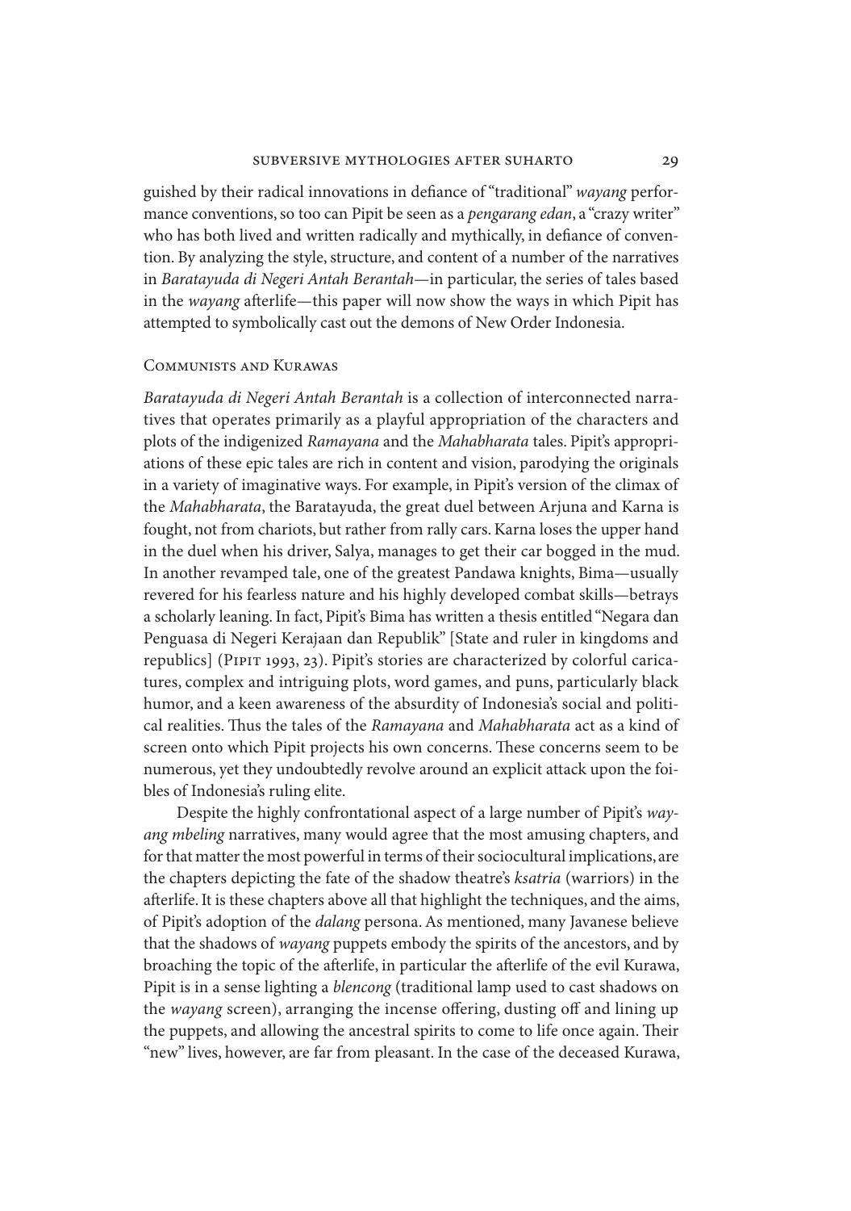guished by their radical innovations in defiance of "traditional" *wayang* performance conventions, so too can Pipit be seen as a *pengarang edan*, a "crazy writer" who has both lived and written radically and mythically, in defiance of convention. By analyzing the style, structure, and content of a number of the narratives in *Baratayuda di Negeri Antah Berantah*—in particular, the series of tales based in the *wayang* afterlife—this paper will now show the ways in which Pipit has attempted to symbolically cast out the demons of New Order Indonesia.

## Communists and Kurawas

*Baratayuda di Negeri Antah Berantah* is a collection of interconnected narratives that operates primarily as a playful appropriation of the characters and plots of the indigenized *Ramayana* and the *Mahabharata* tales. Pipit's appropriations of these epic tales are rich in content and vision, parodying the originals in a variety of imaginative ways. For example, in Pipit's version of the climax of the *Mahabharata*, the Baratayuda, the great duel between Arjuna and Karna is fought, not from chariots, but rather from rally cars. Karna loses the upper hand in the duel when his driver, Salya, manages to get their car bogged in the mud. In another revamped tale, one of the greatest Pandawa knights, Bima—usually revered for his fearless nature and his highly developed combat skills—betrays a scholarly leaning. In fact, Pipit's Bima has written a thesis entitled "Negara dan Penguasa di Negeri Kerajaan dan Republik" [State and ruler in kingdoms and republics] (Pipit 1993, 23). Pipit's stories are characterized by colorful caricatures, complex and intriguing plots, word games, and puns, particularly black humor, and a keen awareness of the absurdity of Indonesia's social and political realities. Thus the tales of the *Ramayana* and *Mahabharata* act as a kind of screen onto which Pipit projects his own concerns. These concerns seem to be numerous, yet they undoubtedly revolve around an explicit attack upon the foibles of Indonesia's ruling elite.

Despite the highly confrontational aspect of a large number of Pipit's *wayang mbeling* narratives, many would agree that the most amusing chapters, and for that matter the most powerful in terms of their sociocultural implications, are the chapters depicting the fate of the shadow theatre's *ksatria* (warriors) in the afterlife. It is these chapters above all that highlight the techniques, and the aims, of Pipit's adoption of the *dalang* persona. As mentioned, many Javanese believe that the shadows of *wayang* puppets embody the spirits of the ancestors, and by broaching the topic of the afterlife, in particular the afterlife of the evil Kurawa, Pipit is in a sense lighting a *blencong* (traditional lamp used to cast shadows on the *wayang* screen), arranging the incense offering, dusting off and lining up the puppets, and allowing the ancestral spirits to come to life once again. Their "new" lives, however, are far from pleasant. In the case of the deceased Kurawa,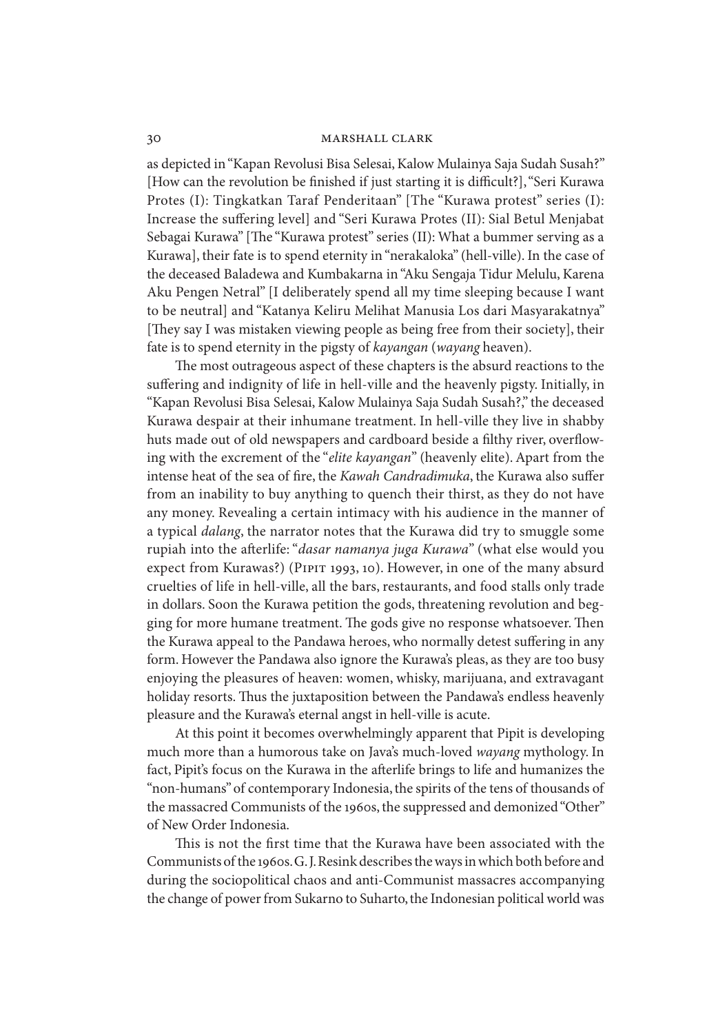as depicted in "Kapan Revolusi Bisa Selesai, Kalow Mulainya Saja Sudah Susah?" [How can the revolution be finished if just starting it is difficult?], "Seri Kurawa Protes (I): Tingkatkan Taraf Penderitaan" [The "Kurawa protest" series (I): Increase the suffering level] and "Seri Kurawa Protes (II): Sial Betul Menjabat Sebagai Kurawa" [The "Kurawa protest" series (II): What a bummer serving as a Kurawa], their fate is to spend eternity in "nerakaloka" (hell-ville). In the case of the deceased Baladewa and Kumbakarna in "Aku Sengaja Tidur Melulu, Karena Aku Pengen Netral" [I deliberately spend all my time sleeping because I want to be neutral] and "Katanya Keliru Melihat Manusia Los dari Masyarakatnya" [They say I was mistaken viewing people as being free from their society], their fate is to spend eternity in the pigsty of *kayangan* (*wayang* heaven).

The most outrageous aspect of these chapters is the absurd reactions to the suffering and indignity of life in hell-ville and the heavenly pigsty. Initially, in "Kapan Revolusi Bisa Selesai, Kalow Mulainya Saja Sudah Susah?," the deceased Kurawa despair at their inhumane treatment. In hell-ville they live in shabby huts made out of old newspapers and cardboard beside a filthy river, overflowing with the excrement of the "*elite kayangan*" (heavenly elite). Apart from the intense heat of the sea of fire, the *Kawah Candradimuka*, the Kurawa also suffer from an inability to buy anything to quench their thirst, as they do not have any money. Revealing a certain intimacy with his audience in the manner of a typical *dalang*, the narrator notes that the Kurawa did try to smuggle some rupiah into the afterlife: "*dasar namanya juga Kurawa*" (what else would you expect from Kurawas?) (Pipit 1993, 10). However, in one of the many absurd cruelties of life in hell-ville, all the bars, restaurants, and food stalls only trade in dollars. Soon the Kurawa petition the gods, threatening revolution and begging for more humane treatment. The gods give no response whatsoever. Then the Kurawa appeal to the Pandawa heroes, who normally detest suffering in any form. However the Pandawa also ignore the Kurawa's pleas, as they are too busy enjoying the pleasures of heaven: women, whisky, marijuana, and extravagant holiday resorts. Thus the juxtaposition between the Pandawa's endless heavenly pleasure and the Kurawa's eternal angst in hell-ville is acute.

At this point it becomes overwhelmingly apparent that Pipit is developing much more than a humorous take on Java's much-loved *wayang* mythology. In fact, Pipit's focus on the Kurawa in the afterlife brings to life and humanizes the "non-humans" of contemporary Indonesia, the spirits of the tens of thousands of the massacred Communists of the 1960s, the suppressed and demonized "Other" of New Order Indonesia.

This is not the first time that the Kurawa have been associated with the Communists of the 1960s. G. J. Resink describes the ways in which both before and during the sociopolitical chaos and anti-Communist massacres accompanying the change of power from Sukarno to Suharto, the Indonesian political world was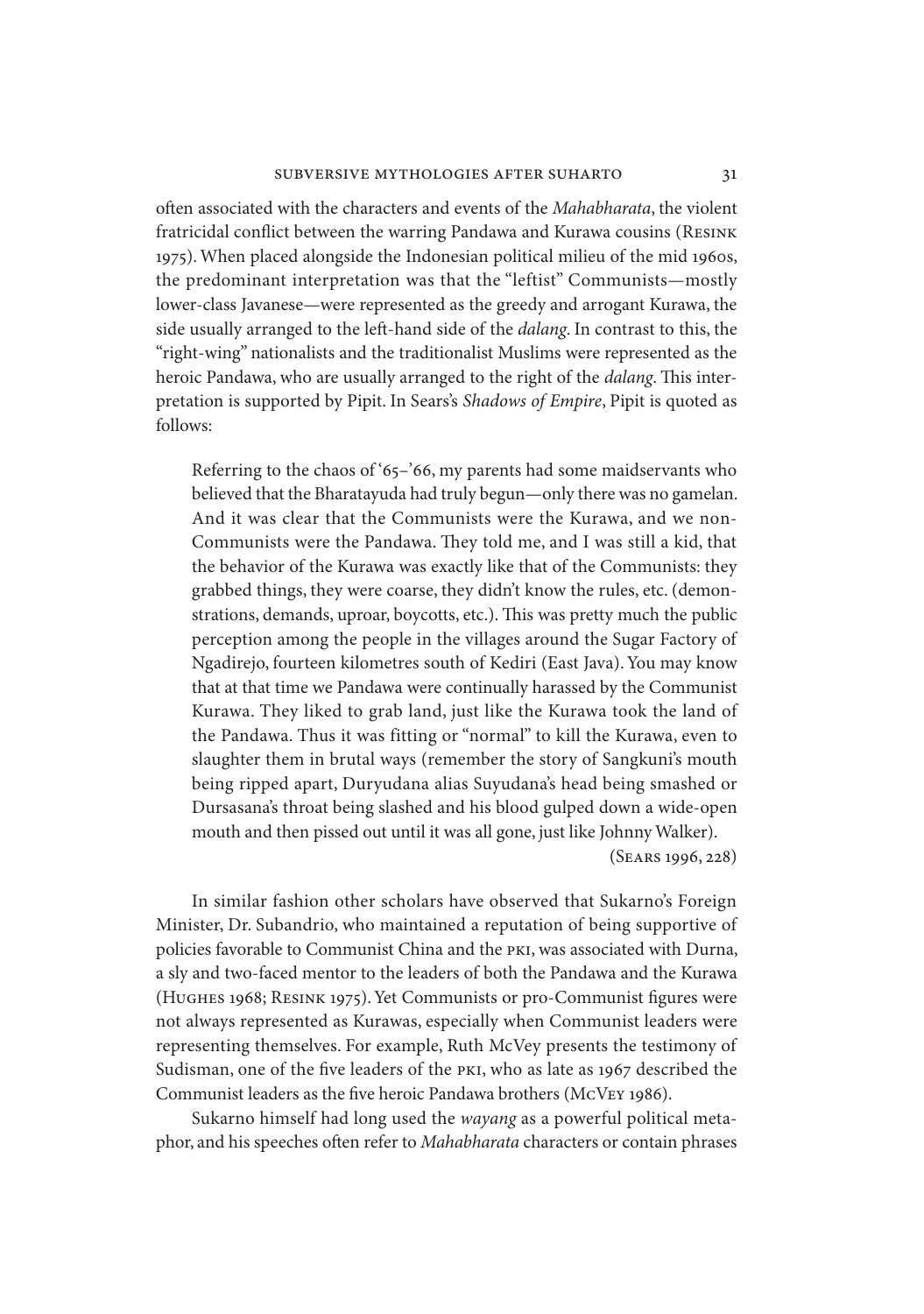often associated with the characters and events of the *Mahabharata*, the violent fratricidal conflict between the warring Pandawa and Kurawa cousins (Resink 1975). When placed alongside the Indonesian political milieu of the mid 1960s, the predominant interpretation was that the "leftist" Communists—mostly lower-class Javanese—were represented as the greedy and arrogant Kurawa, the side usually arranged to the left-hand side of the *dalang*. In contrast to this, the "right-wing" nationalists and the traditionalist Muslims were represented as the heroic Pandawa, who are usually arranged to the right of the *dalang*. This interpretation is supported by Pipit. In Sears's *Shadows of Empire*, Pipit is quoted as follows:

> Referring to the chaos of '65–'66, my parents had some maidservants who believed that the Bharatayuda had truly begun—only there was no gamelan. And it was clear that the Communists were the Kurawa, and we non-Communists were the Pandawa. They told me, and I was still a kid, that the behavior of the Kurawa was exactly like that of the Communists: they grabbed things, they were coarse, they didn't know the rules, etc. (demonstrations, demands, uproar, boycotts, etc.). This was pretty much the public perception among the people in the villages around the Sugar Factory of Ngadirejo, fourteen kilometres south of Kediri (East Java). You may know that at that time we Pandawa were continually harassed by the Communist Kurawa. They liked to grab land, just like the Kurawa took the land of the Pandawa. Thus it was fitting or "normal" to kill the Kurawa, even to slaughter them in brutal ways (remember the story of Sangkuni's mouth being ripped apart, Duryudana alias Suyudana's head being smashed or Dursasana's throat being slashed and his blood gulped down a wide-open mouth and then pissed out until it was all gone, just like Johnny Walker).
>
> (Sears 1996, 228)

In similar fashion other scholars have observed that Sukarno's Foreign Minister, Dr. Subandrio, who maintained a reputation of being supportive of policies favorable to Communist China and the PKI, was associated with Durna, a sly and two-faced mentor to the leaders of both the Pandawa and the Kurawa (Hughes 1968; Resink 1975). Yet Communists or pro-Communist figures were not always represented as Kurawas, especially when Communist leaders were representing themselves. For example, Ruth McVey presents the testimony of Sudisman, one of the five leaders of the PKI, who as late as 1967 described the Communist leaders as the five heroic Pandawa brothers (McVey 1986).

Sukarno himself had long used the *wayang* as a powerful political metaphor, and his speeches often refer to *Mahabharata* characters or contain phrases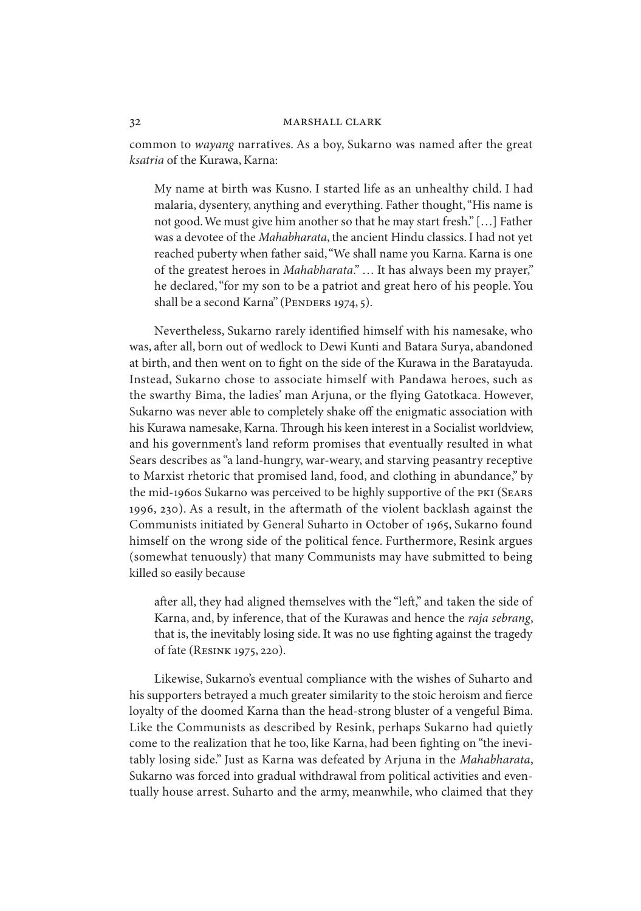common to *wayang* narratives. As a boy, Sukarno was named after the great *ksatria* of the Kurawa, Karna:

> My name at birth was Kusno. I started life as an unhealthy child. I had malaria, dysentery, anything and everything. Father thought, "His name is not good. We must give him another so that he may start fresh." […] Father was a devotee of the *Mahabharata*, the ancient Hindu classics. I had not yet reached puberty when father said, "We shall name you Karna. Karna is one of the greatest heroes in *Mahabharata*." … It has always been my prayer," he declared, "for my son to be a patriot and great hero of his people. You shall be a second Karna" (Penders 1974, 5).

Nevertheless, Sukarno rarely identified himself with his namesake, who was, after all, born out of wedlock to Dewi Kunti and Batara Surya, abandoned at birth, and then went on to fight on the side of the Kurawa in the Baratayuda. Instead, Sukarno chose to associate himself with Pandawa heroes, such as the swarthy Bima, the ladies' man Arjuna, or the flying Gatotkaca. However, Sukarno was never able to completely shake off the enigmatic association with his Kurawa namesake, Karna. Through his keen interest in a Socialist worldview, and his government's land reform promises that eventually resulted in what Sears describes as "a land-hungry, war-weary, and starving peasantry receptive to Marxist rhetoric that promised land, food, and clothing in abundance," by the mid-1960s Sukarno was perceived to be highly supportive of the PKI (Sears 1996, 230). As a result, in the aftermath of the violent backlash against the Communists initiated by General Suharto in October of 1965, Sukarno found himself on the wrong side of the political fence. Furthermore, Resink argues (somewhat tenuously) that many Communists may have submitted to being killed so easily because

> after all, they had aligned themselves with the "left," and taken the side of Karna, and, by inference, that of the Kurawas and hence the *raja sebrang*, that is, the inevitably losing side. It was no use fighting against the tragedy of fate (Resink 1975, 220).

Likewise, Sukarno's eventual compliance with the wishes of Suharto and his supporters betrayed a much greater similarity to the stoic heroism and fierce loyalty of the doomed Karna than the head-strong bluster of a vengeful Bima. Like the Communists as described by Resink, perhaps Sukarno had quietly come to the realization that he too, like Karna, had been fighting on "the inevitably losing side." Just as Karna was defeated by Arjuna in the *Mahabharata*, Sukarno was forced into gradual withdrawal from political activities and eventually house arrest. Suharto and the army, meanwhile, who claimed that they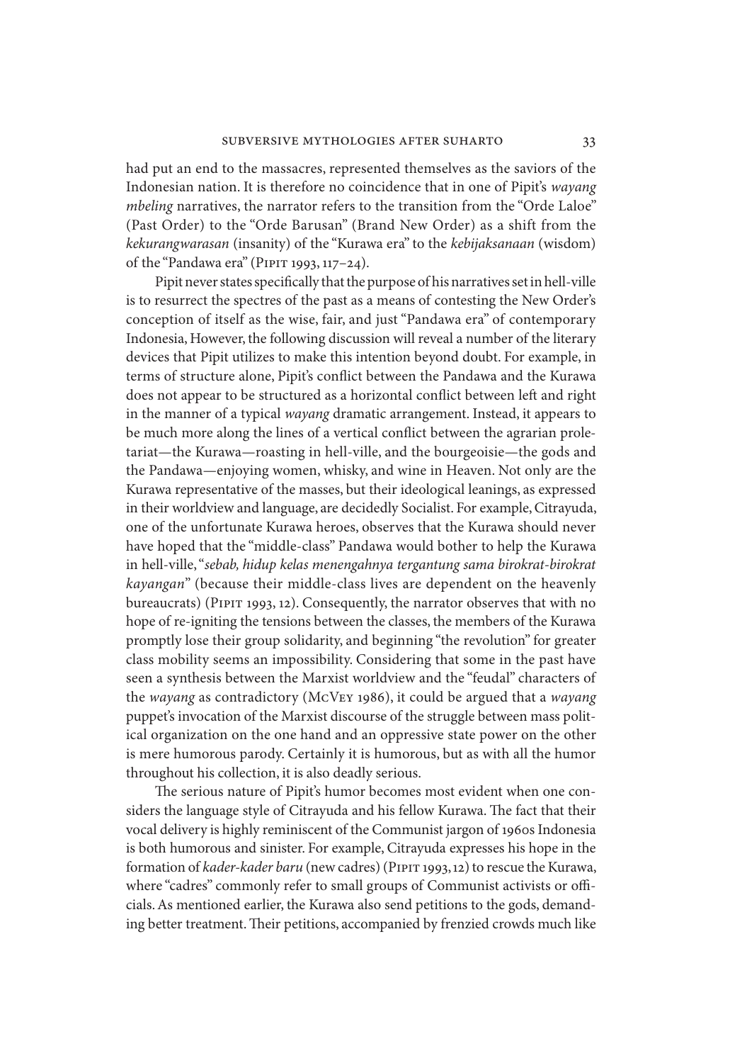had put an end to the massacres, represented themselves as the saviors of the Indonesian nation. It is therefore no coincidence that in one of Pipit's *wayang mbeling* narratives, the narrator refers to the transition from the "Orde Laloe" (Past Order) to the "Orde Barusan" (Brand New Order) as a shift from the *kekurangwarasan* (insanity) of the "Kurawa era" to the *kebijaksanaan* (wisdom) of the "Pandawa era" (Pipit 1993, 117–24).

Pipit never states specifically that the purpose of his narratives set in hell-ville is to resurrect the spectres of the past as a means of contesting the New Order's conception of itself as the wise, fair, and just "Pandawa era" of contemporary Indonesia, However, the following discussion will reveal a number of the literary devices that Pipit utilizes to make this intention beyond doubt. For example, in terms of structure alone, Pipit's conflict between the Pandawa and the Kurawa does not appear to be structured as a horizontal conflict between left and right in the manner of a typical *wayang* dramatic arrangement. Instead, it appears to be much more along the lines of a vertical conflict between the agrarian proletariat—the Kurawa—roasting in hell-ville, and the bourgeoisie—the gods and the Pandawa—enjoying women, whisky, and wine in Heaven. Not only are the Kurawa representative of the masses, but their ideological leanings, as expressed in their worldview and language, are decidedly Socialist. For example, Citrayuda, one of the unfortunate Kurawa heroes, observes that the Kurawa should never have hoped that the "middle-class" Pandawa would bother to help the Kurawa in hell-ville, "*sebab, hidup kelas menengahnya tergantung sama birokrat-birokrat kayangan*" (because their middle-class lives are dependent on the heavenly bureaucrats) (Pipit 1993, 12). Consequently, the narrator observes that with no hope of re-igniting the tensions between the classes, the members of the Kurawa promptly lose their group solidarity, and beginning "the revolution" for greater class mobility seems an impossibility. Considering that some in the past have seen a synthesis between the Marxist worldview and the "feudal" characters of the *wayang* as contradictory (McVey 1986), it could be argued that a *wayang* puppet's invocation of the Marxist discourse of the struggle between mass political organization on the one hand and an oppressive state power on the other is mere humorous parody. Certainly it is humorous, but as with all the humor throughout his collection, it is also deadly serious.

The serious nature of Pipit's humor becomes most evident when one considers the language style of Citrayuda and his fellow Kurawa. The fact that their vocal delivery is highly reminiscent of the Communist jargon of 1960s Indonesia is both humorous and sinister. For example, Citrayuda expresses his hope in the formation of *kader-kader baru* (new cadres) (Pipit 1993, 12) to rescue the Kurawa, where "cadres" commonly refer to small groups of Communist activists or officials. As mentioned earlier, the Kurawa also send petitions to the gods, demanding better treatment. Their petitions, accompanied by frenzied crowds much like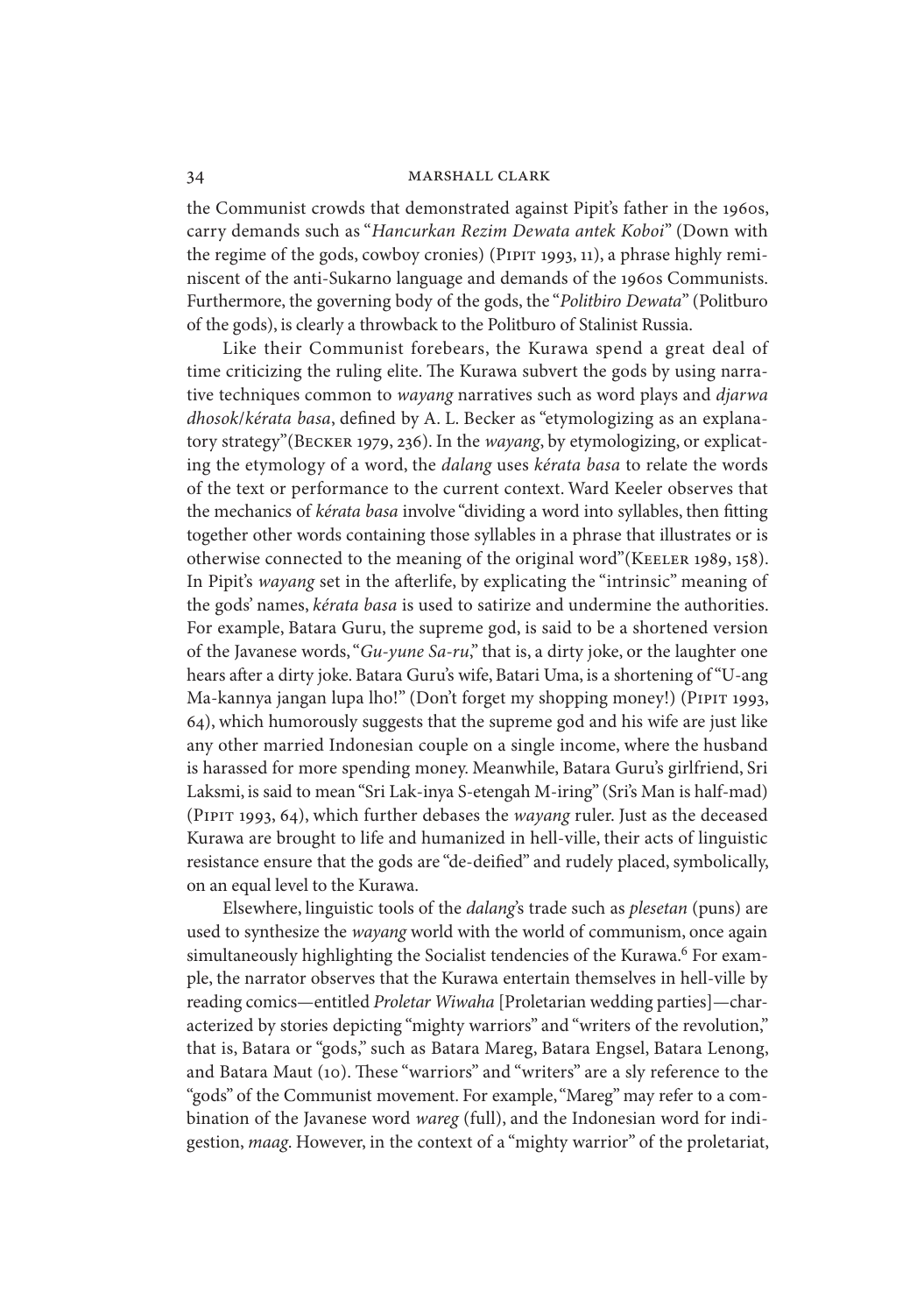the Communist crowds that demonstrated against Pipit's father in the 1960s, carry demands such as "*Hancurkan Rezim Dewata antek Koboi*" (Down with the regime of the gods, cowboy cronies) (Pipit 1993, 11), a phrase highly reminiscent of the anti-Sukarno language and demands of the 1960s Communists. Furthermore, the governing body of the gods, the "*Politbiro Dewata*" (Politburo of the gods), is clearly a throwback to the Politburo of Stalinist Russia.

Like their Communist forebears, the Kurawa spend a great deal of time criticizing the ruling elite. The Kurawa subvert the gods by using narrative techniques common to *wayang* narratives such as word plays and *djarwa dhosok/kérata basa*, defined by A. L. Becker as "etymologizing as an explanatory strategy"(Becker 1979, 236). In the *wayang*, by etymologizing, or explicating the etymology of a word, the *dalang* uses *kérata basa* to relate the words of the text or performance to the current context. Ward Keeler observes that the mechanics of *kérata basa* involve "dividing a word into syllables, then fitting together other words containing those syllables in a phrase that illustrates or is otherwise connected to the meaning of the original word"(Keeler 1989, 158). In Pipit's *wayang* set in the afterlife, by explicating the "intrinsic" meaning of the gods' names, *kérata basa* is used to satirize and undermine the authorities. For example, Batara Guru, the supreme god, is said to be a shortened version of the Javanese words, "*Gu-yune Sa-ru*," that is, a dirty joke, or the laughter one hears after a dirty joke. Batara Guru's wife, Batari Uma, is a shortening of "U-ang Ma-kannya jangan lupa lho!" (Don't forget my shopping money!) (Pipit 1993, 64), which humorously suggests that the supreme god and his wife are just like any other married Indonesian couple on a single income, where the husband is harassed for more spending money. Meanwhile, Batara Guru's girlfriend, Sri Laksmi, is said to mean "Sri Lak-inya S-etengah M-iring" (Sri's Man is half-mad) (Pipit 1993, 64), which further debases the *wayang* ruler. Just as the deceased Kurawa are brought to life and humanized in hell-ville, their acts of linguistic resistance ensure that the gods are "de-deified" and rudely placed, symbolically, on an equal level to the Kurawa.

Elsewhere, linguistic tools of the *dalang*'s trade such as *plesetan* (puns) are used to synthesize the *wayang* world with the world of communism, once again simultaneously highlighting the Socialist tendencies of the Kurawa.[6] For example, the narrator observes that the Kurawa entertain themselves in hell-ville by reading comics—entitled *Proletar Wiwaha* [Proletarian wedding parties]—characterized by stories depicting "mighty warriors" and "writers of the revolution," that is, Batara or "gods," such as Batara Mareg, Batara Engsel, Batara Lenong, and Batara Maut (10). These "warriors" and "writers" are a sly reference to the "gods" of the Communist movement. For example, "Mareg" may refer to a combination of the Javanese word *wareg* (full), and the Indonesian word for indigestion, *maag*. However, in the context of a "mighty warrior" of the proletariat,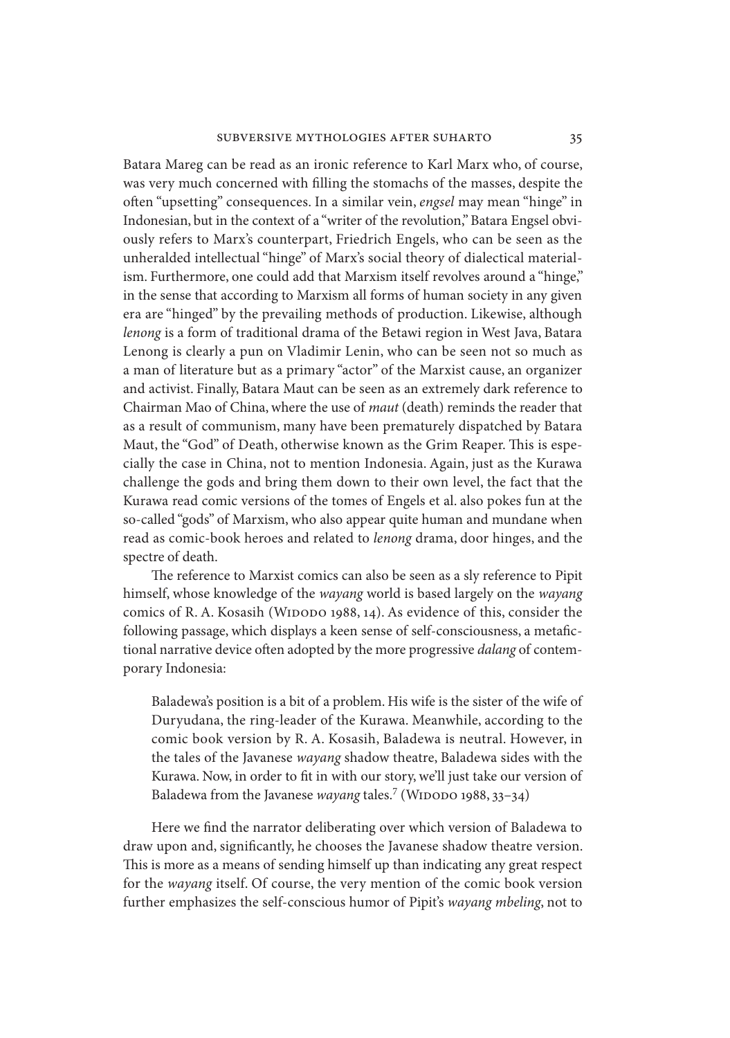Batara Mareg can be read as an ironic reference to Karl Marx who, of course, was very much concerned with filling the stomachs of the masses, despite the often "upsetting" consequences. In a similar vein, *engsel* may mean "hinge" in Indonesian, but in the context of a "writer of the revolution," Batara Engsel obviously refers to Marx's counterpart, Friedrich Engels, who can be seen as the unheralded intellectual "hinge" of Marx's social theory of dialectical materialism. Furthermore, one could add that Marxism itself revolves around a "hinge," in the sense that according to Marxism all forms of human society in any given era are "hinged" by the prevailing methods of production. Likewise, although *lenong* is a form of traditional drama of the Betawi region in West Java, Batara Lenong is clearly a pun on Vladimir Lenin, who can be seen not so much as a man of literature but as a primary "actor" of the Marxist cause, an organizer and activist. Finally, Batara Maut can be seen as an extremely dark reference to Chairman Mao of China, where the use of *maut* (death) reminds the reader that as a result of communism, many have been prematurely dispatched by Batara Maut, the "God" of Death, otherwise known as the Grim Reaper. This is especially the case in China, not to mention Indonesia. Again, just as the Kurawa challenge the gods and bring them down to their own level, the fact that the Kurawa read comic versions of the tomes of Engels et al. also pokes fun at the so-called "gods" of Marxism, who also appear quite human and mundane when read as comic-book heroes and related to *lenong* drama, door hinges, and the spectre of death.

The reference to Marxist comics can also be seen as a sly reference to Pipit himself, whose knowledge of the *wayang* world is based largely on the *wayang* comics of R. A. Kosasih (Widodo 1988, 14). As evidence of this, consider the following passage, which displays a keen sense of self-consciousness, a metafictional narrative device often adopted by the more progressive *dalang* of contemporary Indonesia:

> Baladewa's position is a bit of a problem. His wife is the sister of the wife of Duryudana, the ring-leader of the Kurawa. Meanwhile, according to the comic book version by R. A. Kosasih, Baladewa is neutral. However, in the tales of the Javanese *wayang* shadow theatre, Baladewa sides with the Kurawa. Now, in order to fit in with our story, we'll just take our version of Baladewa from the Javanese *wayang* tales.[7] (Widodo 1988, 33–34)

Here we find the narrator deliberating over which version of Baladewa to draw upon and, significantly, he chooses the Javanese shadow theatre version. This is more as a means of sending himself up than indicating any great respect for the *wayang* itself. Of course, the very mention of the comic book version further emphasizes the self-conscious humor of Pipit's *wayang mbeling*, not to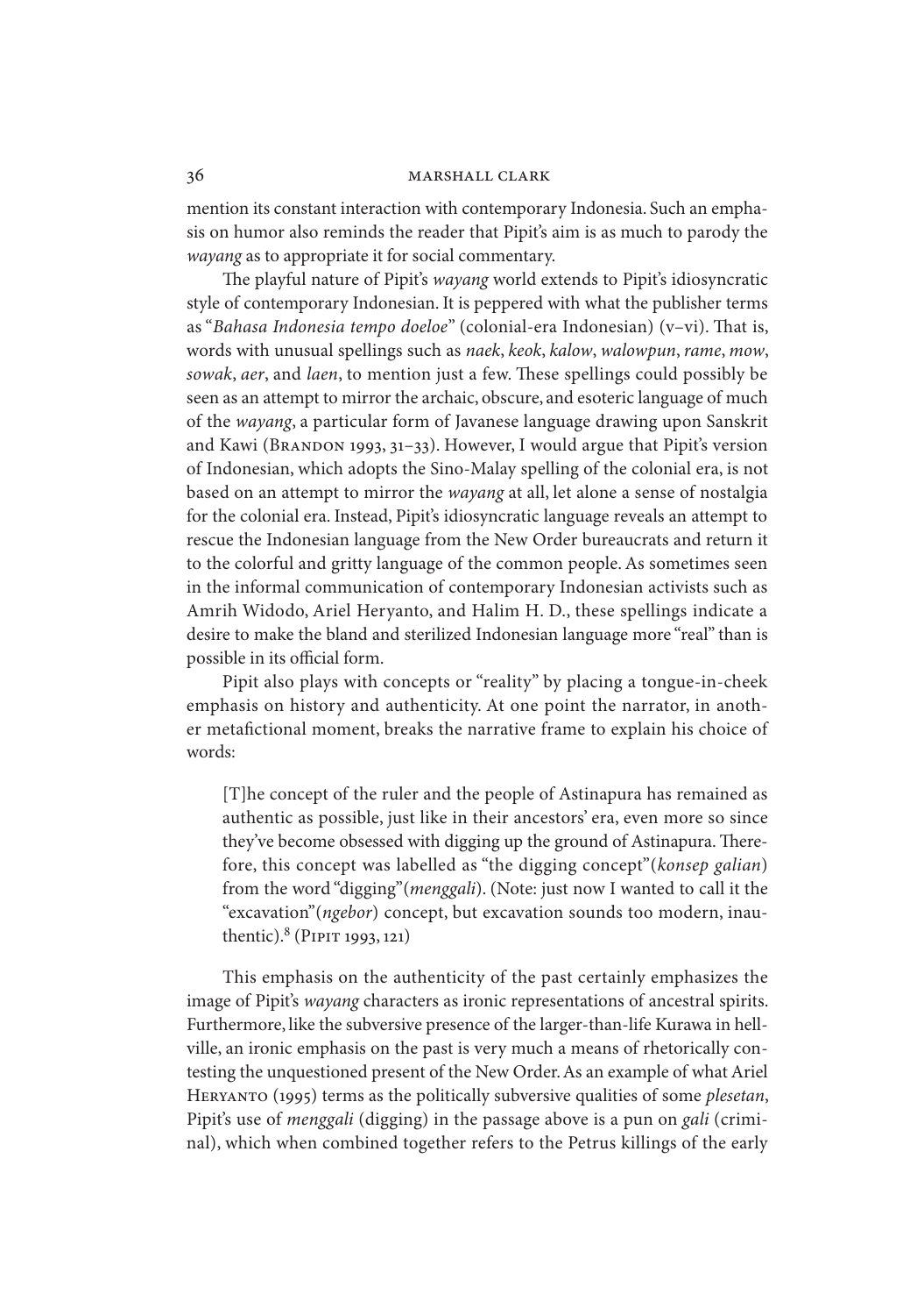mention its constant interaction with contemporary Indonesia. Such an emphasis on humor also reminds the reader that Pipit's aim is as much to parody the *wayang* as to appropriate it for social commentary.

The playful nature of Pipit's *wayang* world extends to Pipit's idiosyncratic style of contemporary Indonesian. It is peppered with what the publisher terms as "*Bahasa Indonesia tempo doeloe*" (colonial-era Indonesian) (v–vi). That is, words with unusual spellings such as *naek*, *keok*, *kalow*, *walowpun*, *rame*, *mow*, *sowak*, *aer*, and *laen*, to mention just a few. These spellings could possibly be seen as an attempt to mirror the archaic, obscure, and esoteric language of much of the *wayang*, a particular form of Javanese language drawing upon Sanskrit and Kawi (Brandon 1993, 31–33). However, I would argue that Pipit's version of Indonesian, which adopts the Sino-Malay spelling of the colonial era, is not based on an attempt to mirror the *wayang* at all, let alone a sense of nostalgia for the colonial era. Instead, Pipit's idiosyncratic language reveals an attempt to rescue the Indonesian language from the New Order bureaucrats and return it to the colorful and gritty language of the common people. As sometimes seen in the informal communication of contemporary Indonesian activists such as Amrih Widodo, Ariel Heryanto, and Halim H. D., these spellings indicate a desire to make the bland and sterilized Indonesian language more "real" than is possible in its official form.

Pipit also plays with concepts or "reality" by placing a tongue-in-cheek emphasis on history and authenticity. At one point the narrator, in another metafictional moment, breaks the narrative frame to explain his choice of words:

> [T]he concept of the ruler and the people of Astinapura has remained as authentic as possible, just like in their ancestors' era, even more so since they've become obsessed with digging up the ground of Astinapura. Therefore, this concept was labelled as "the digging concept" (*konsep galian*) from the word "digging" (*menggali*). (Note: just now I wanted to call it the "excavation" (*ngebor*) concept, but excavation sounds too modern, inauthentic).[8] (Pipit 1993, 121)

This emphasis on the authenticity of the past certainly emphasizes the image of Pipit's *wayang* characters as ironic representations of ancestral spirits. Furthermore, like the subversive presence of the larger-than-life Kurawa in hell-ville, an ironic emphasis on the past is very much a means of rhetorically contesting the unquestioned present of the New Order. As an example of what Ariel Heryanto (1995) terms as the politically subversive qualities of some *plesetan*, Pipit's use of *menggali* (digging) in the passage above is a pun on *gali* (criminal), which when combined together refers to the Petrus killings of the early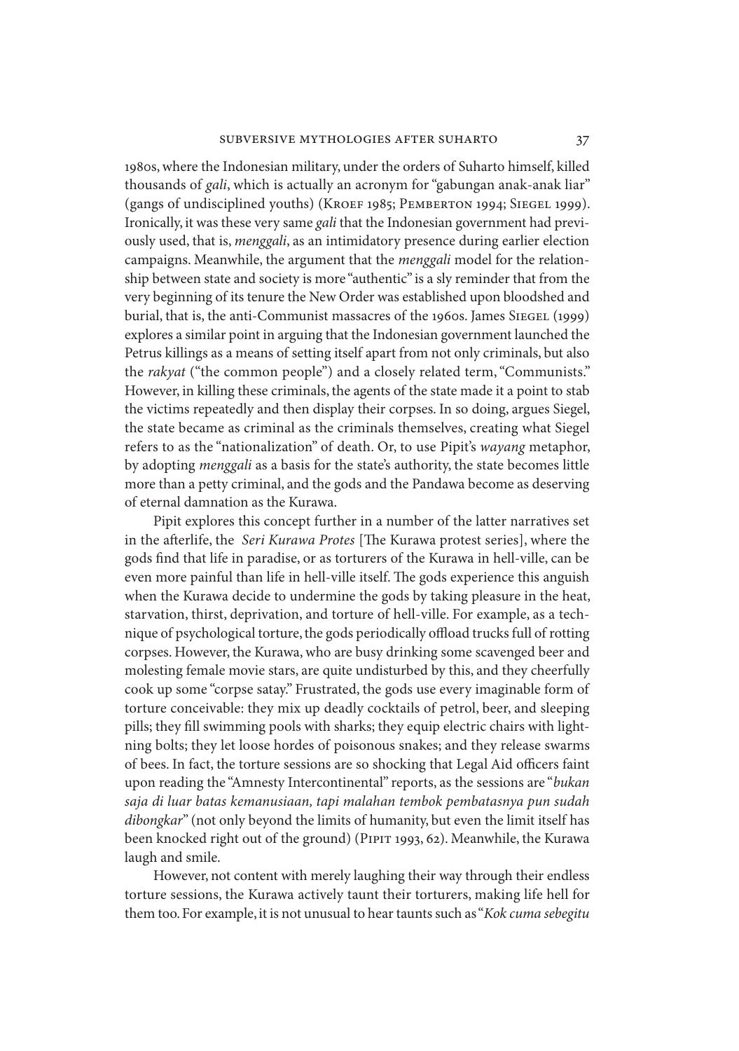1980s, where the Indonesian military, under the orders of Suharto himself, killed thousands of *gali*, which is actually an acronym for "gabungan anak-anak liar" (gangs of undisciplined youths) (Kroef 1985; Pemberton 1994; Siegel 1999). Ironically, it was these very same *gali* that the Indonesian government had previously used, that is, *menggali*, as an intimidatory presence during earlier election campaigns. Meanwhile, the argument that the *menggali* model for the relationship between state and society is more "authentic" is a sly reminder that from the very beginning of its tenure the New Order was established upon bloodshed and burial, that is, the anti-Communist massacres of the 1960s. James Siegel (1999) explores a similar point in arguing that the Indonesian government launched the Petrus killings as a means of setting itself apart from not only criminals, but also the *rakyat* ("the common people") and a closely related term, "Communists." However, in killing these criminals, the agents of the state made it a point to stab the victims repeatedly and then display their corpses. In so doing, argues Siegel, the state became as criminal as the criminals themselves, creating what Siegel refers to as the "nationalization" of death. Or, to use Pipit's *wayang* metaphor, by adopting *menggali* as a basis for the state's authority, the state becomes little more than a petty criminal, and the gods and the Pandawa become as deserving of eternal damnation as the Kurawa.

Pipit explores this concept further in a number of the latter narratives set in the afterlife, the *Seri Kurawa Protes* [The Kurawa protest series], where the gods find that life in paradise, or as torturers of the Kurawa in hell-ville, can be even more painful than life in hell-ville itself. The gods experience this anguish when the Kurawa decide to undermine the gods by taking pleasure in the heat, starvation, thirst, deprivation, and torture of hell-ville. For example, as a technique of psychological torture, the gods periodically offload trucks full of rotting corpses. However, the Kurawa, who are busy drinking some scavenged beer and molesting female movie stars, are quite undisturbed by this, and they cheerfully cook up some "corpse satay." Frustrated, the gods use every imaginable form of torture conceivable: they mix up deadly cocktails of petrol, beer, and sleeping pills; they fill swimming pools with sharks; they equip electric chairs with lightning bolts; they let loose hordes of poisonous snakes; and they release swarms of bees. In fact, the torture sessions are so shocking that Legal Aid officers faint upon reading the "Amnesty Intercontinental" reports, as the sessions are "*bukan saja di luar batas kemanusiaan, tapi malahan tembok pembatasnya pun sudah dibongkar*" (not only beyond the limits of humanity, but even the limit itself has been knocked right out of the ground) (Pipit 1993, 62). Meanwhile, the Kurawa laugh and smile.

However, not content with merely laughing their way through their endless torture sessions, the Kurawa actively taunt their torturers, making life hell for them too. For example, it is not unusual to hear taunts such as "*Kok cuma sebegitu*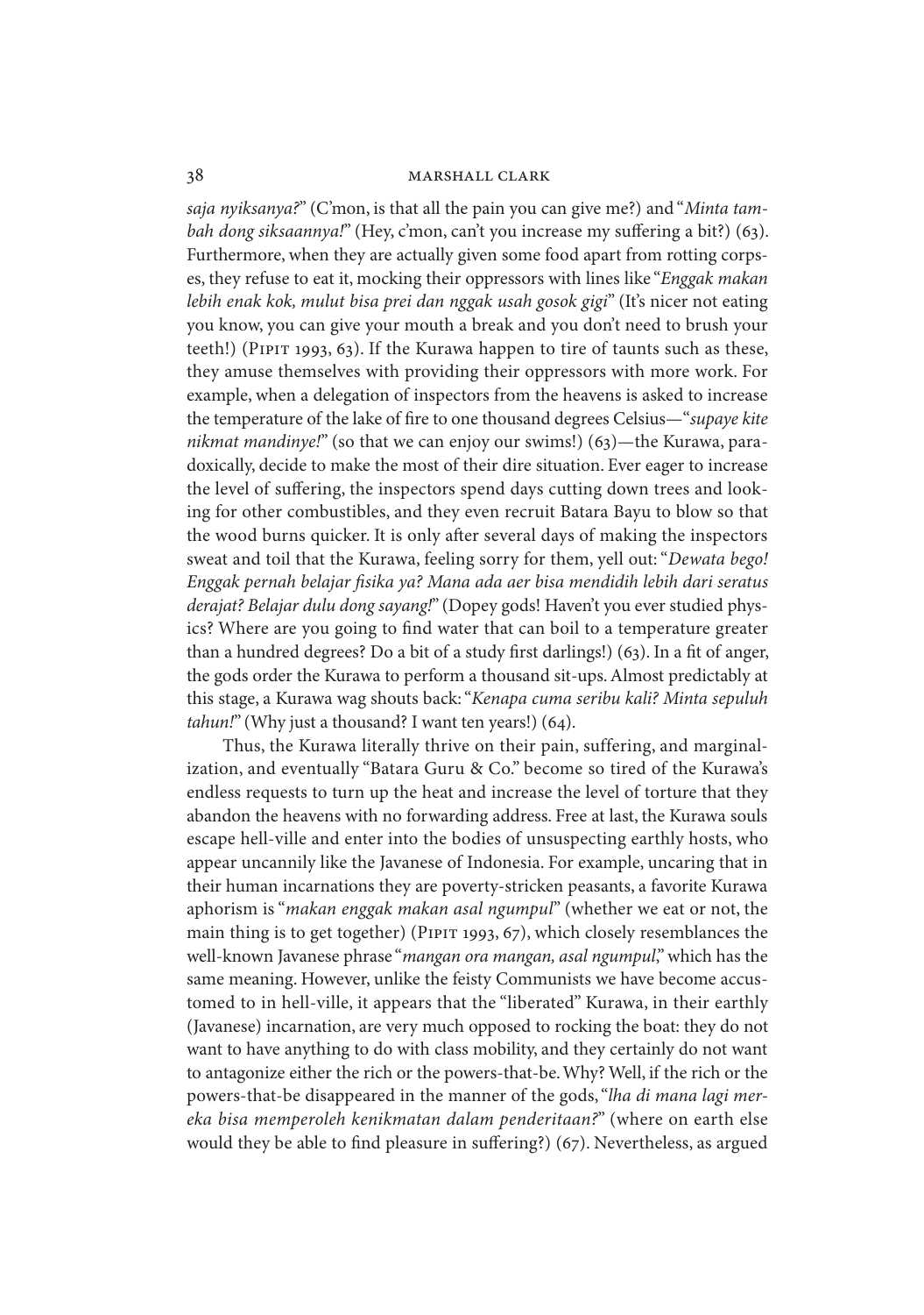*saja nyiksanya?*" (C'mon, is that all the pain you can give me?) and "*Minta tambah dong siksaannya!*" (Hey, c'mon, can't you increase my suffering a bit?) (63). Furthermore, when they are actually given some food apart from rotting corpses, they refuse to eat it, mocking their oppressors with lines like "*Enggak makan lebih enak kok, mulut bisa prei dan nggak usah gosok gigi*" (It's nicer not eating you know, you can give your mouth a break and you don't need to brush your teeth!) (Pipit 1993, 63). If the Kurawa happen to tire of taunts such as these, they amuse themselves with providing their oppressors with more work. For example, when a delegation of inspectors from the heavens is asked to increase the temperature of the lake of fire to one thousand degrees Celsius—"*supaye kite nikmat mandinye!*" (so that we can enjoy our swims!) (63)—the Kurawa, paradoxically, decide to make the most of their dire situation. Ever eager to increase the level of suffering, the inspectors spend days cutting down trees and looking for other combustibles, and they even recruit Batara Bayu to blow so that the wood burns quicker. It is only after several days of making the inspectors sweat and toil that the Kurawa, feeling sorry for them, yell out: "*Dewata bego! Enggak pernah belajar fisika ya? Mana ada aer bisa mendidih lebih dari seratus derajat? Belajar dulu dong sayang!*" (Dopey gods! Haven't you ever studied physics? Where are you going to find water that can boil to a temperature greater than a hundred degrees? Do a bit of a study first darlings!) (63). In a fit of anger, the gods order the Kurawa to perform a thousand sit-ups. Almost predictably at this stage, a Kurawa wag shouts back: "*Kenapa cuma seribu kali? Minta sepuluh tahun!*" (Why just a thousand? I want ten years!) (64).

Thus, the Kurawa literally thrive on their pain, suffering, and marginalization, and eventually "Batara Guru & Co." become so tired of the Kurawa's endless requests to turn up the heat and increase the level of torture that they abandon the heavens with no forwarding address. Free at last, the Kurawa souls escape hell-ville and enter into the bodies of unsuspecting earthly hosts, who appear uncannily like the Javanese of Indonesia. For example, uncaring that in their human incarnations they are poverty-stricken peasants, a favorite Kurawa aphorism is "*makan enggak makan asal ngumpul*" (whether we eat or not, the main thing is to get together) (Pipit 1993, 67), which closely resemblances the well-known Javanese phrase "*mangan ora mangan, asal ngumpul*," which has the same meaning. However, unlike the feisty Communists we have become accustomed to in hell-ville, it appears that the "liberated" Kurawa, in their earthly (Javanese) incarnation, are very much opposed to rocking the boat: they do not want to have anything to do with class mobility, and they certainly do not want to antagonize either the rich or the powers-that-be. Why? Well, if the rich or the powers-that-be disappeared in the manner of the gods, "*lha di mana lagi mereka bisa memperoleh kenikmatan dalam penderitaan?*" (where on earth else would they be able to find pleasure in suffering?) (67). Nevertheless, as argued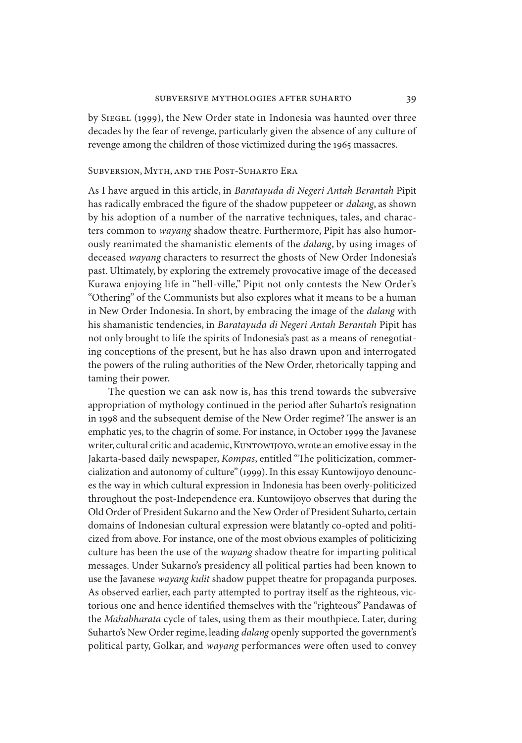by Siegel (1999), the New Order state in Indonesia was haunted over three decades by the fear of revenge, particularly given the absence of any culture of revenge among the children of those victimized during the 1965 massacres.

## Subversion, Myth, and the Post-Suharto Era

As I have argued in this article, in *Baratayuda di Negeri Antah Berantah* Pipit has radically embraced the figure of the shadow puppeteer or *dalang*, as shown by his adoption of a number of the narrative techniques, tales, and characters common to *wayang* shadow theatre. Furthermore, Pipit has also humorously reanimated the shamanistic elements of the *dalang*, by using images of deceased *wayang* characters to resurrect the ghosts of New Order Indonesia's past. Ultimately, by exploring the extremely provocative image of the deceased Kurawa enjoying life in "hell-ville," Pipit not only contests the New Order's "Othering" of the Communists but also explores what it means to be a human in New Order Indonesia. In short, by embracing the image of the *dalang* with his shamanistic tendencies, in *Baratayuda di Negeri Antah Berantah* Pipit has not only brought to life the spirits of Indonesia's past as a means of renegotiating conceptions of the present, but he has also drawn upon and interrogated the powers of the ruling authorities of the New Order, rhetorically tapping and taming their power.

The question we can ask now is, has this trend towards the subversive appropriation of mythology continued in the period after Suharto's resignation in 1998 and the subsequent demise of the New Order regime? The answer is an emphatic yes, to the chagrin of some. For instance, in October 1999 the Javanese writer, cultural critic and academic, Kuntowijoyo, wrote an emotive essay in the Jakarta-based daily newspaper, *Kompas*, entitled "The politicization, commercialization and autonomy of culture" (1999). In this essay Kuntowijoyo denounces the way in which cultural expression in Indonesia has been overly-politicized throughout the post-Independence era. Kuntowijoyo observes that during the Old Order of President Sukarno and the New Order of President Suharto, certain domains of Indonesian cultural expression were blatantly co-opted and politicized from above. For instance, one of the most obvious examples of politicizing culture has been the use of the *wayang* shadow theatre for imparting political messages. Under Sukarno's presidency all political parties had been known to use the Javanese *wayang kulit* shadow puppet theatre for propaganda purposes. As observed earlier, each party attempted to portray itself as the righteous, victorious one and hence identified themselves with the "righteous" Pandawas of the *Mahabharata* cycle of tales, using them as their mouthpiece. Later, during Suharto's New Order regime, leading *dalang* openly supported the government's political party, Golkar, and *wayang* performances were often used to convey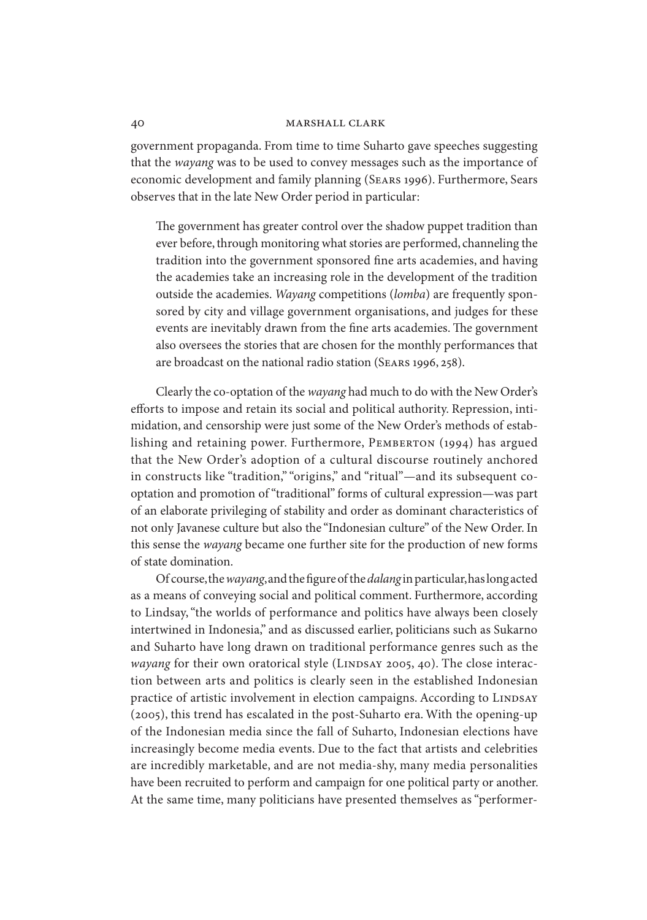government propaganda. From time to time Suharto gave speeches suggesting that the *wayang* was to be used to convey messages such as the importance of economic development and family planning (Sears 1996). Furthermore, Sears observes that in the late New Order period in particular:

> The government has greater control over the shadow puppet tradition than ever before, through monitoring what stories are performed, channeling the tradition into the government sponsored fine arts academies, and having the academies take an increasing role in the development of the tradition outside the academies. *Wayang* competitions (*lomba*) are frequently sponsored by city and village government organisations, and judges for these events are inevitably drawn from the fine arts academies. The government also oversees the stories that are chosen for the monthly performances that are broadcast on the national radio station (Sears 1996, 258).

Clearly the co-optation of the *wayang* had much to do with the New Order's efforts to impose and retain its social and political authority. Repression, intimidation, and censorship were just some of the New Order's methods of establishing and retaining power. Furthermore, Pemberton (1994) has argued that the New Order's adoption of a cultural discourse routinely anchored in constructs like "tradition," "origins," and "ritual"—and its subsequent co-optation and promotion of "traditional" forms of cultural expression—was part of an elaborate privileging of stability and order as dominant characteristics of not only Javanese culture but also the "Indonesian culture" of the New Order. In this sense the *wayang* became one further site for the production of new forms of state domination.

Of course, the *wayang*, and the figure of the *dalang* in particular, has long acted as a means of conveying social and political comment. Furthermore, according to Lindsay, "the worlds of performance and politics have always been closely intertwined in Indonesia," and as discussed earlier, politicians such as Sukarno and Suharto have long drawn on traditional performance genres such as the *wayang* for their own oratorical style (Lindsay 2005, 40). The close interaction between arts and politics is clearly seen in the established Indonesian practice of artistic involvement in election campaigns. According to Lindsay (2005), this trend has escalated in the post-Suharto era. With the opening-up of the Indonesian media since the fall of Suharto, Indonesian elections have increasingly become media events. Due to the fact that artists and celebrities are incredibly marketable, and are not media-shy, many media personalities have been recruited to perform and campaign for one political party or another. At the same time, many politicians have presented themselves as "performer-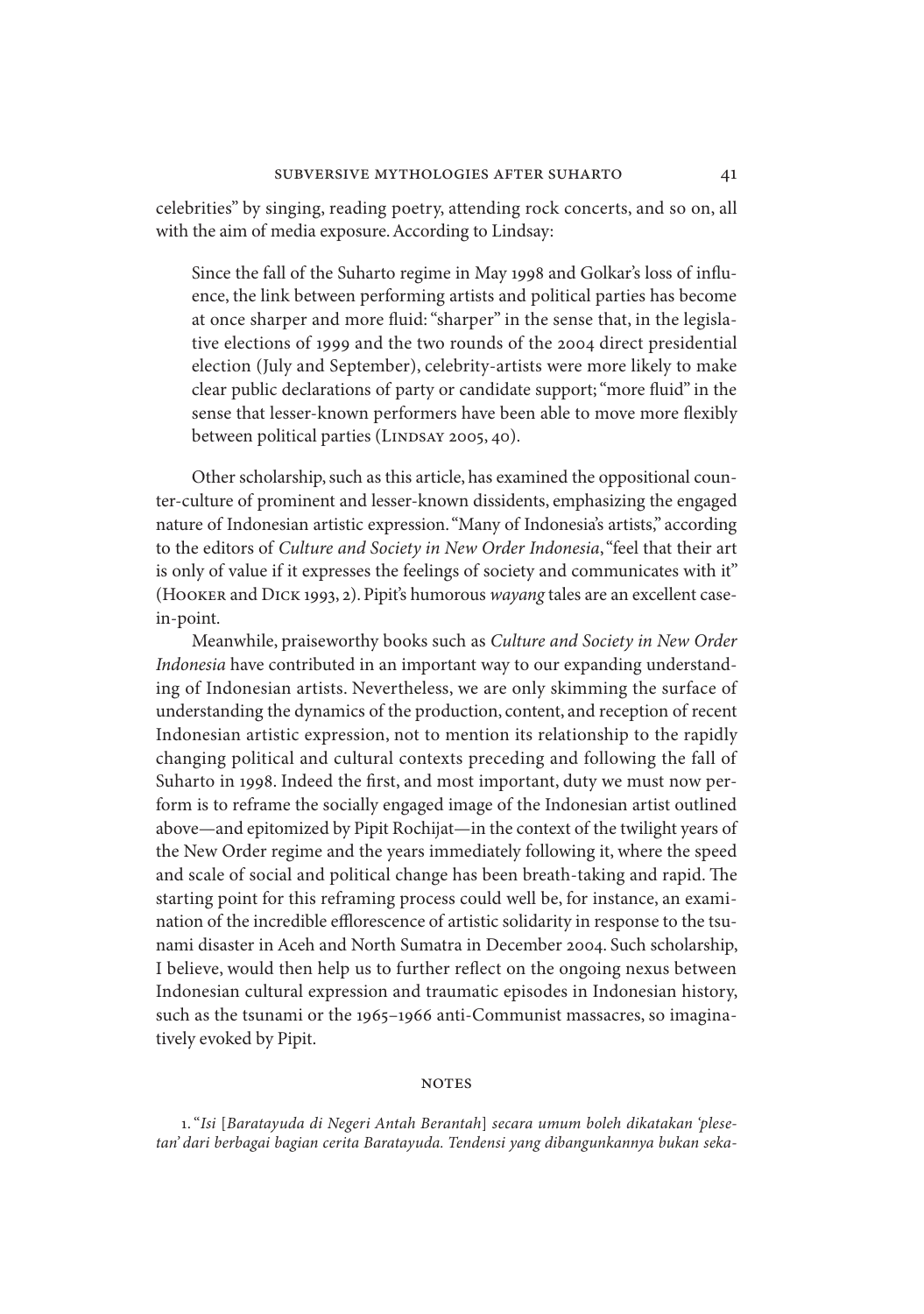celebrities" by singing, reading poetry, attending rock concerts, and so on, all with the aim of media exposure. According to Lindsay:

> Since the fall of the Suharto regime in May 1998 and Golkar's loss of influence, the link between performing artists and political parties has become at once sharper and more fluid: "sharper" in the sense that, in the legislative elections of 1999 and the two rounds of the 2004 direct presidential election (July and September), celebrity-artists were more likely to make clear public declarations of party or candidate support; "more fluid" in the sense that lesser-known performers have been able to move more flexibly between political parties (Lindsay 2005, 40).

Other scholarship, such as this article, has examined the oppositional counter-culture of prominent and lesser-known dissidents, emphasizing the engaged nature of Indonesian artistic expression. "Many of Indonesia's artists," according to the editors of *Culture and Society in New Order Indonesia*, "feel that their art is only of value if it expresses the feelings of society and communicates with it" (Hooker and Dick 1993, 2). Pipit's humorous *wayang* tales are an excellent case-in-point.

Meanwhile, praiseworthy books such as *Culture and Society in New Order Indonesia* have contributed in an important way to our expanding understanding of Indonesian artists. Nevertheless, we are only skimming the surface of understanding the dynamics of the production, content, and reception of recent Indonesian artistic expression, not to mention its relationship to the rapidly changing political and cultural contexts preceding and following the fall of Suharto in 1998. Indeed the first, and most important, duty we must now perform is to reframe the socially engaged image of the Indonesian artist outlined above—and epitomized by Pipit Rochijat—in the context of the twilight years of the New Order regime and the years immediately following it, where the speed and scale of social and political change has been breath-taking and rapid. The starting point for this reframing process could well be, for instance, an examination of the incredible efflorescence of artistic solidarity in response to the tsunami disaster in Aceh and North Sumatra in December 2004. Such scholarship, I believe, would then help us to further reflect on the ongoing nexus between Indonesian cultural expression and traumatic episodes in Indonesian history, such as the tsunami or the 1965–1966 anti-Communist massacres, so imaginatively evoked by Pipit.

## Notes

1. "*Isi* [*Baratayuda di Negeri Antah Berantah*] *secara umum boleh dikatakan 'plesetan' dari berbagai bagian cerita Baratayuda. Tendensi yang dibangunkannya bukan seka-*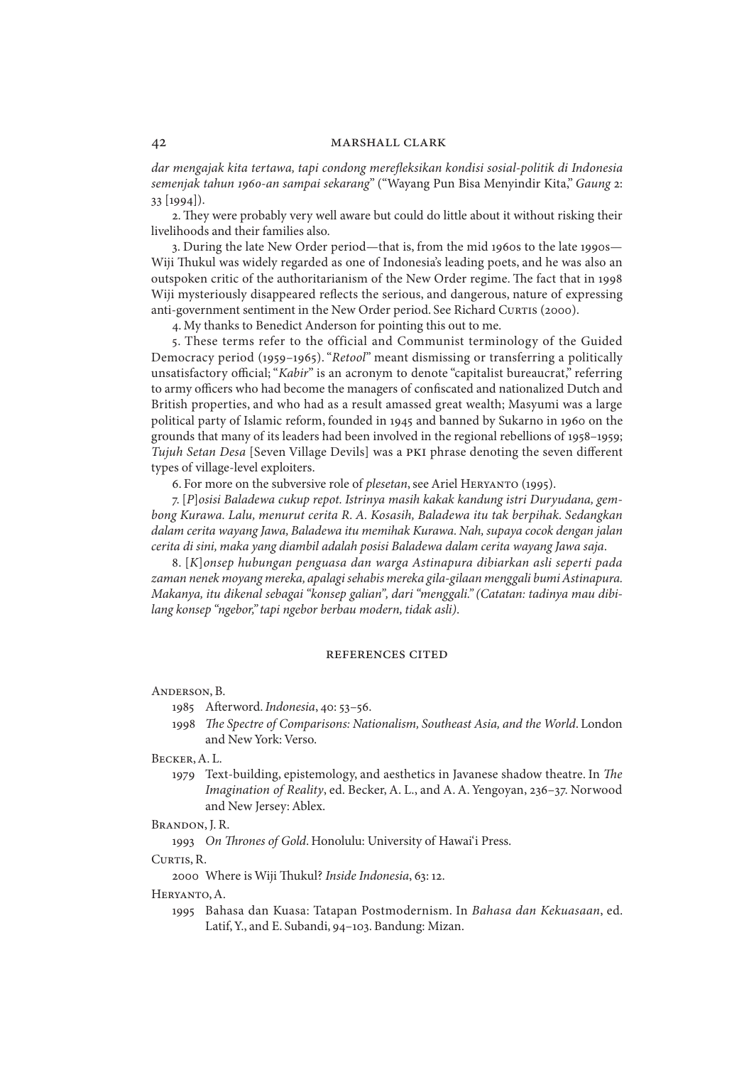*dar mengajak kita tertawa, tapi condong merefleksikan kondisi sosial-politik di Indonesia semenjak tahun 1960-an sampai sekarang*" ("Wayang Pun Bisa Menyindir Kita," *Gaung* 2: 33 [1994]).

2. They were probably very well aware but could do little about it without risking their livelihoods and their families also.

3. During the late New Order period—that is, from the mid 1960s to the late 1990s—Wiji Thukul was widely regarded as one of Indonesia's leading poets, and he was also an outspoken critic of the authoritarianism of the New Order regime. The fact that in 1998 Wiji mysteriously disappeared reflects the serious, and dangerous, nature of expressing anti-government sentiment in the New Order period. See Richard Curtis (2000).

4. My thanks to Benedict Anderson for pointing this out to me.

5. These terms refer to the official and Communist terminology of the Guided Democracy period (1959–1965). "*Retool*" meant dismissing or transferring a politically unsatisfactory official; "*Kabir*" is an acronym to denote "capitalist bureaucrat," referring to army officers who had become the managers of confiscated and nationalized Dutch and British properties, and who had as a result amassed great wealth; Masyumi was a large political party of Islamic reform, founded in 1945 and banned by Sukarno in 1960 on the grounds that many of its leaders had been involved in the regional rebellions of 1958–1959; *Tujuh Setan Desa* [Seven Village Devils] was a PKI phrase denoting the seven different types of village-level exploiters.

6. For more on the subversive role of *plesetan*, see Ariel Heryanto (1995).

7. [*P*]*osisi Baladewa cukup repot. Istrinya masih kakak kandung istri Duryudana, gembong Kurawa. Lalu, menurut cerita R. A. Kosasih, Baladewa itu tak berpihak. Sedangkan dalam cerita wayang Jawa, Baladewa itu memihak Kurawa. Nah, supaya cocok dengan jalan cerita di sini, maka yang diambil adalah posisi Baladewa dalam cerita wayang Jawa saja.*

8. [*K*]*onsep hubungan penguasa dan warga Astinapura dibiarkan asli seperti pada zaman nenek moyang mereka, apalagi sehabis mereka gila-gilaan menggali bumi Astinapura. Makanya, itu dikenal sebagai "konsep galian", dari "menggali." (Catatan: tadinya mau dibilang konsep "ngebor," tapi ngebor berbau modern, tidak asli).*

## REFERENCES CITED

Anderson, B.

1985 Afterword. *Indonesia*, 40: 53–56.

1998 *The Spectre of Comparisons: Nationalism, Southeast Asia, and the World*. London and New York: Verso.

Becker, A. L.

1979 Text-building, epistemology, and aesthetics in Javanese shadow theatre. In *The Imagination of Reality*, ed. Becker, A. L., and A. A. Yengoyan, 236–37. Norwood and New Jersey: Ablex.

Brandon, J. R.

1993 *On Thrones of Gold*. Honolulu: University of Hawai'i Press.

Curtis, R.

2000 Where is Wiji Thukul? *Inside Indonesia*, 63: 12.

Heryanto, A.

1995 Bahasa dan Kuasa: Tatapan Postmodernism. In *Bahasa dan Kekuasaan*, ed. Latif, Y., and E. Subandi, 94–103. Bandung: Mizan.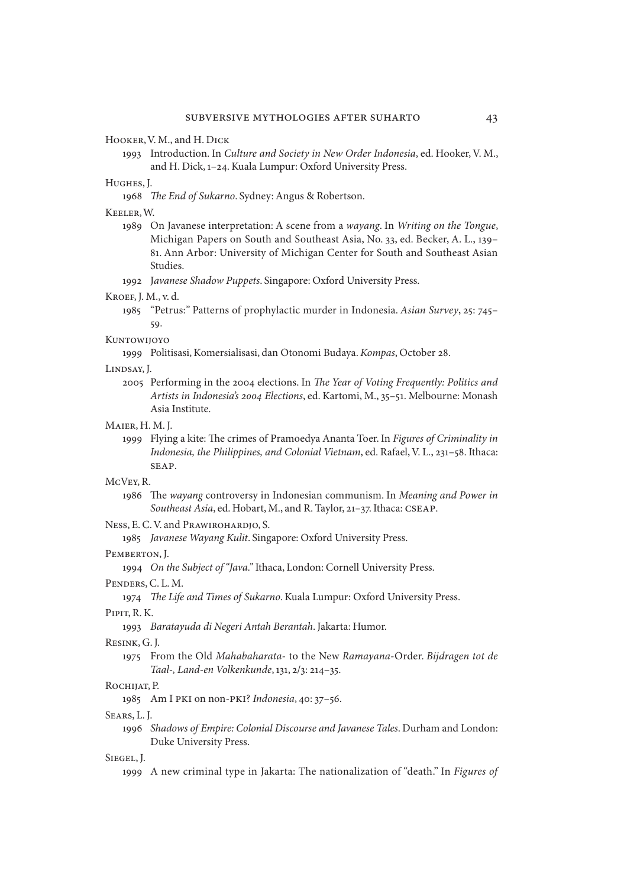Hooker, V. M., and H. Dick

1993 Introduction. In *Culture and Society in New Order Indonesia*, ed. Hooker, V. M., and H. Dick, 1–24. Kuala Lumpur: Oxford University Press.

Hughes, J.

1968 *The End of Sukarno*. Sydney: Angus & Robertson.

Keeler, W.

1989 On Javanese interpretation: A scene from a *wayang*. In *Writing on the Tongue*, Michigan Papers on South and Southeast Asia, No. 33, ed. Becker, A. L., 139–81. Ann Arbor: University of Michigan Center for South and Southeast Asian Studies.

1992 *Javanese Shadow Puppets*. Singapore: Oxford University Press.

Kroef, J. M., v. d.

1985 "Petrus:" Patterns of prophylactic murder in Indonesia. *Asian Survey*, 25: 745–59.

Kuntowijoyo

1999 Politisasi, Komersialisasi, dan Otonomi Budaya. *Kompas*, October 28.

Lindsay, J.

2005 Performing in the 2004 elections. In *The Year of Voting Frequently: Politics and Artists in Indonesia's 2004 Elections*, ed. Kartomi, M., 35–51. Melbourne: Monash Asia Institute.

Maier, H. M. J.

1999 Flying a kite: The crimes of Pramoedya Ananta Toer. In *Figures of Criminality in Indonesia, the Philippines, and Colonial Vietnam*, ed. Rafael, V. L., 231–58. Ithaca: SEAP.

McVey, R.

1986 The *wayang* controversy in Indonesian communism. In *Meaning and Power in Southeast Asia*, ed. Hobart, M., and R. Taylor, 21–37. Ithaca: CSEAP.

Ness, E. C. V. and Prawirohardjo, S.

1985 *Javanese Wayang Kulit*. Singapore: Oxford University Press.

Pemberton, J.

1994 *On the Subject of "Java."* Ithaca, London: Cornell University Press.

Penders, C. L. M.

1974 *The Life and Times of Sukarno*. Kuala Lumpur: Oxford University Press.

Pipit, R. K.

1993 *Baratayuda di Negeri Antah Berantah*. Jakarta: Humor.

Resink, G. J.

1975 From the Old *Mahabaharata*- to the New *Ramayana*-Order. *Bijdragen tot de Taal-, Land-en Volkenkunde*, 131, 2/3: 214–35.

Rochijat, P.

1985 Am I PKI on non-PKI? *Indonesia*, 40: 37–56.

Sears, L. J.

1996 *Shadows of Empire: Colonial Discourse and Javanese Tales*. Durham and London: Duke University Press.

Siegel, J.

1999 A new criminal type in Jakarta: The nationalization of "death." In *Figures of*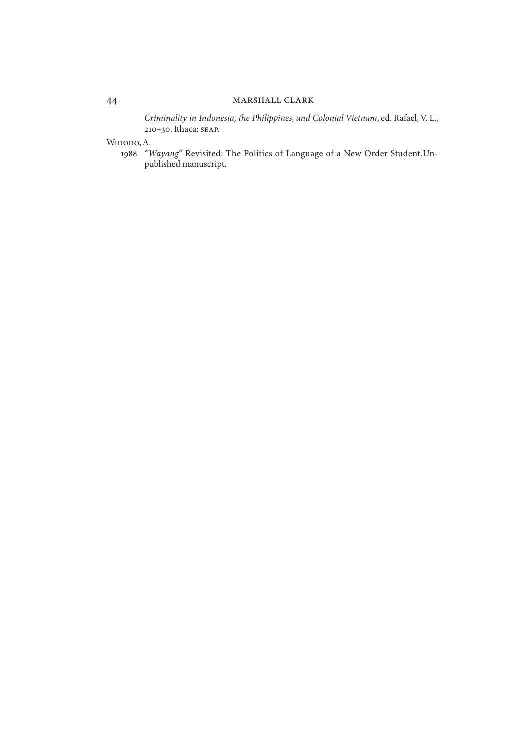*Criminality in Indonesia, the Philippines, and Colonial Vietnam*, ed. Rafael, V. L., 210–30. Ithaca: SEAP.

Widodo, A.

1988 "*Wayang*" Revisited: The Politics of Language of a New Order Student. Unpublished manuscript.